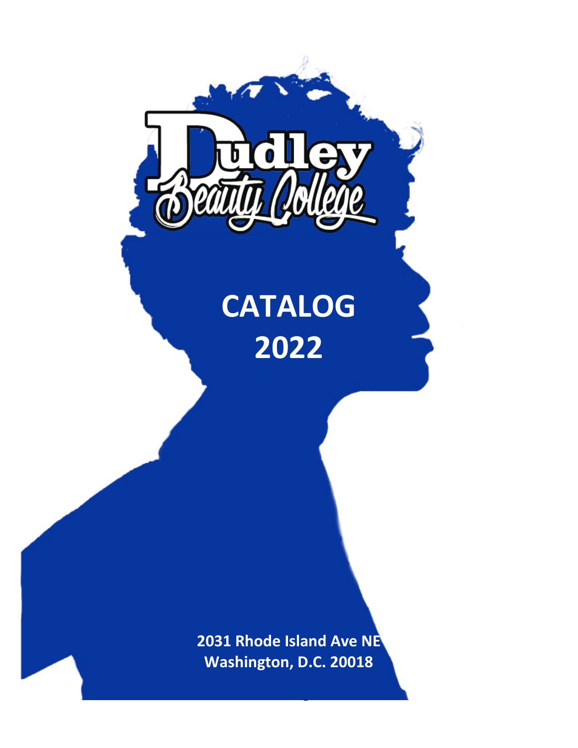# Dudley Beauty College

# CATALOG 2022

**2031 Rhode Island Ave NE**
**Washington, D.C. 20018**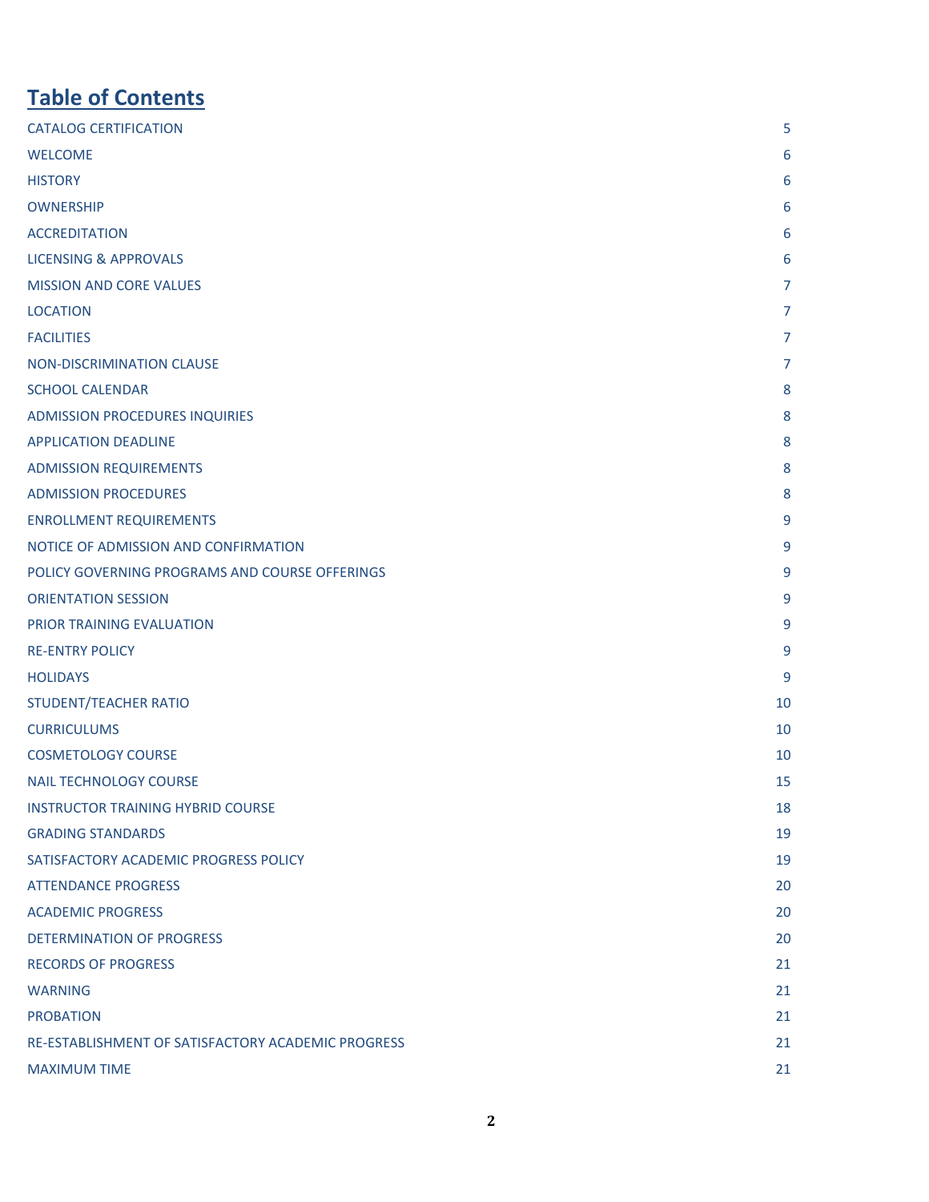# Table of Contents

| | |
|---|---|
| CATALOG CERTIFICATION | 5 |
| WELCOME | 6 |
| HISTORY | 6 |
| OWNERSHIP | 6 |
| ACCREDITATION | 6 |
| LICENSING & APPROVALS | 6 |
| MISSION AND CORE VALUES | 7 |
| LOCATION | 7 |
| FACILITIES | 7 |
| NON-DISCRIMINATION CLAUSE | 7 |
| SCHOOL CALENDAR | 8 |
| ADMISSION PROCEDURES INQUIRIES | 8 |
| APPLICATION DEADLINE | 8 |
| ADMISSION REQUIREMENTS | 8 |
| ADMISSION PROCEDURES | 8 |
| ENROLLMENT REQUIREMENTS | 9 |
| NOTICE OF ADMISSION AND CONFIRMATION | 9 |
| POLICY GOVERNING PROGRAMS AND COURSE OFFERINGS | 9 |
| ORIENTATION SESSION | 9 |
| PRIOR TRAINING EVALUATION | 9 |
| RE-ENTRY POLICY | 9 |
| HOLIDAYS | 9 |
| STUDENT/TEACHER RATIO | 10 |
| CURRICULUMS | 10 |
| COSMETOLOGY COURSE | 10 |
| NAIL TECHNOLOGY COURSE | 15 |
| INSTRUCTOR TRAINING HYBRID COURSE | 18 |
| GRADING STANDARDS | 19 |
| SATISFACTORY ACADEMIC PROGRESS POLICY | 19 |
| ATTENDANCE PROGRESS | 20 |
| ACADEMIC PROGRESS | 20 |
| DETERMINATION OF PROGRESS | 20 |
| RECORDS OF PROGRESS | 21 |
| WARNING | 21 |
| PROBATION | 21 |
| RE-ESTABLISHMENT OF SATISFACTORY ACADEMIC PROGRESS | 21 |
| MAXIMUM TIME | 21 |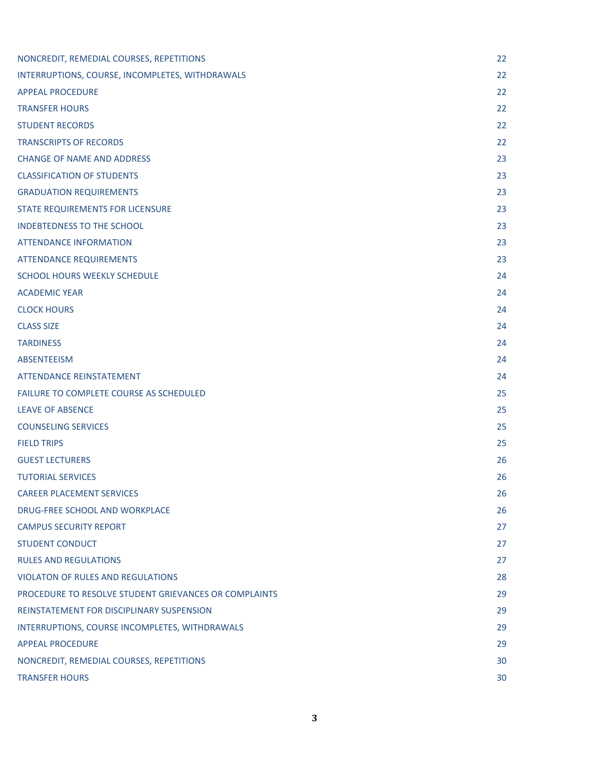| | |
|---|---|
| NONCREDIT, REMEDIAL COURSES, REPETITIONS | 22 |
| INTERRUPTIONS, COURSE, INCOMPLETES, WITHDRAWALS | 22 |
| APPEAL PROCEDURE | 22 |
| TRANSFER HOURS | 22 |
| STUDENT RECORDS | 22 |
| TRANSCRIPTS OF RECORDS | 22 |
| CHANGE OF NAME AND ADDRESS | 23 |
| CLASSIFICATION OF STUDENTS | 23 |
| GRADUATION REQUIREMENTS | 23 |
| STATE REQUIREMENTS FOR LICENSURE | 23 |
| INDEBTEDNESS TO THE SCHOOL | 23 |
| ATTENDANCE INFORMATION | 23 |
| ATTENDANCE REQUIREMENTS | 23 |
| SCHOOL HOURS WEEKLY SCHEDULE | 24 |
| ACADEMIC YEAR | 24 |
| CLOCK HOURS | 24 |
| CLASS SIZE | 24 |
| TARDINESS | 24 |
| ABSENTEEISM | 24 |
| ATTENDANCE REINSTATEMENT | 24 |
| FAILURE TO COMPLETE COURSE AS SCHEDULED | 25 |
| LEAVE OF ABSENCE | 25 |
| COUNSELING SERVICES | 25 |
| FIELD TRIPS | 25 |
| GUEST LECTURERS | 26 |
| TUTORIAL SERVICES | 26 |
| CAREER PLACEMENT SERVICES | 26 |
| DRUG-FREE SCHOOL AND WORKPLACE | 26 |
| CAMPUS SECURITY REPORT | 27 |
| STUDENT CONDUCT | 27 |
| RULES AND REGULATIONS | 27 |
| VIOLATON OF RULES AND REGULATIONS | 28 |
| PROCEDURE TO RESOLVE STUDENT GRIEVANCES OR COMPLAINTS | 29 |
| REINSTATEMENT FOR DISCIPLINARY SUSPENSION | 29 |
| INTERRUPTIONS, COURSE INCOMPLETES, WITHDRAWALS | 29 |
| APPEAL PROCEDURE | 29 |
| NONCREDIT, REMEDIAL COURSES, REPETITIONS | 30 |
| TRANSFER HOURS | 30 |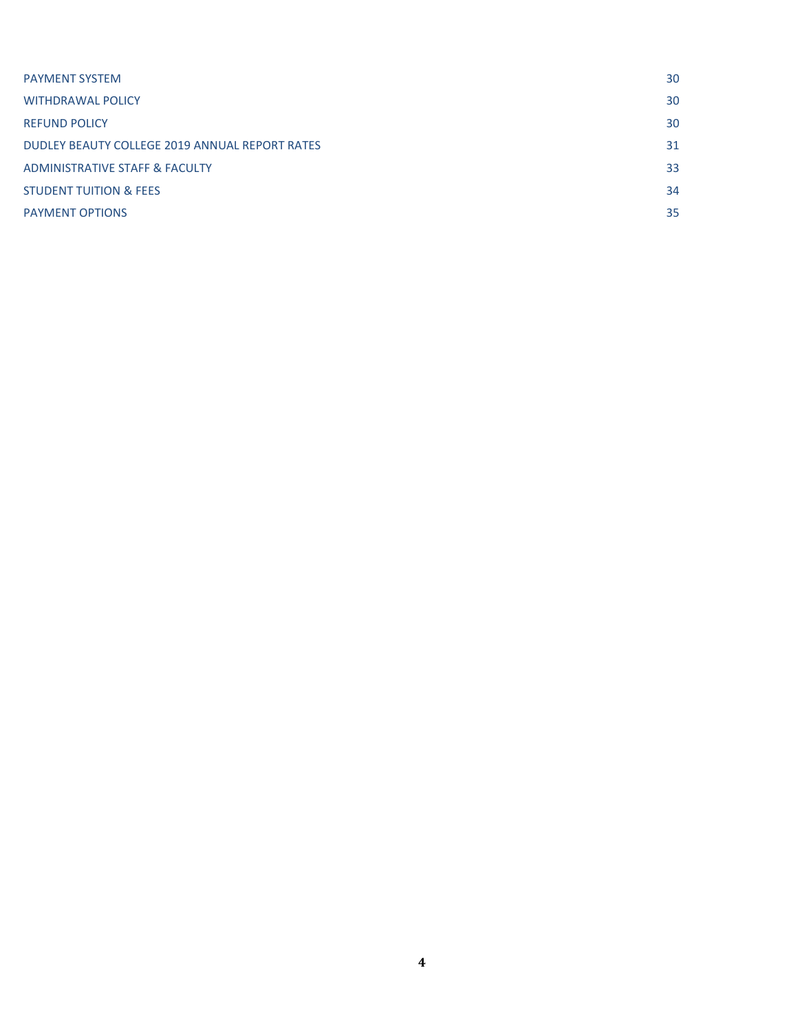| | |
|---|---|
| PAYMENT SYSTEM | 30 |
| WITHDRAWAL POLICY | 30 |
| REFUND POLICY | 30 |
| DUDLEY BEAUTY COLLEGE 2019 ANNUAL REPORT RATES | 31 |
| ADMINISTRATIVE STAFF & FACULTY | 33 |
| STUDENT TUITION & FEES | 34 |
| PAYMENT OPTIONS | 35 |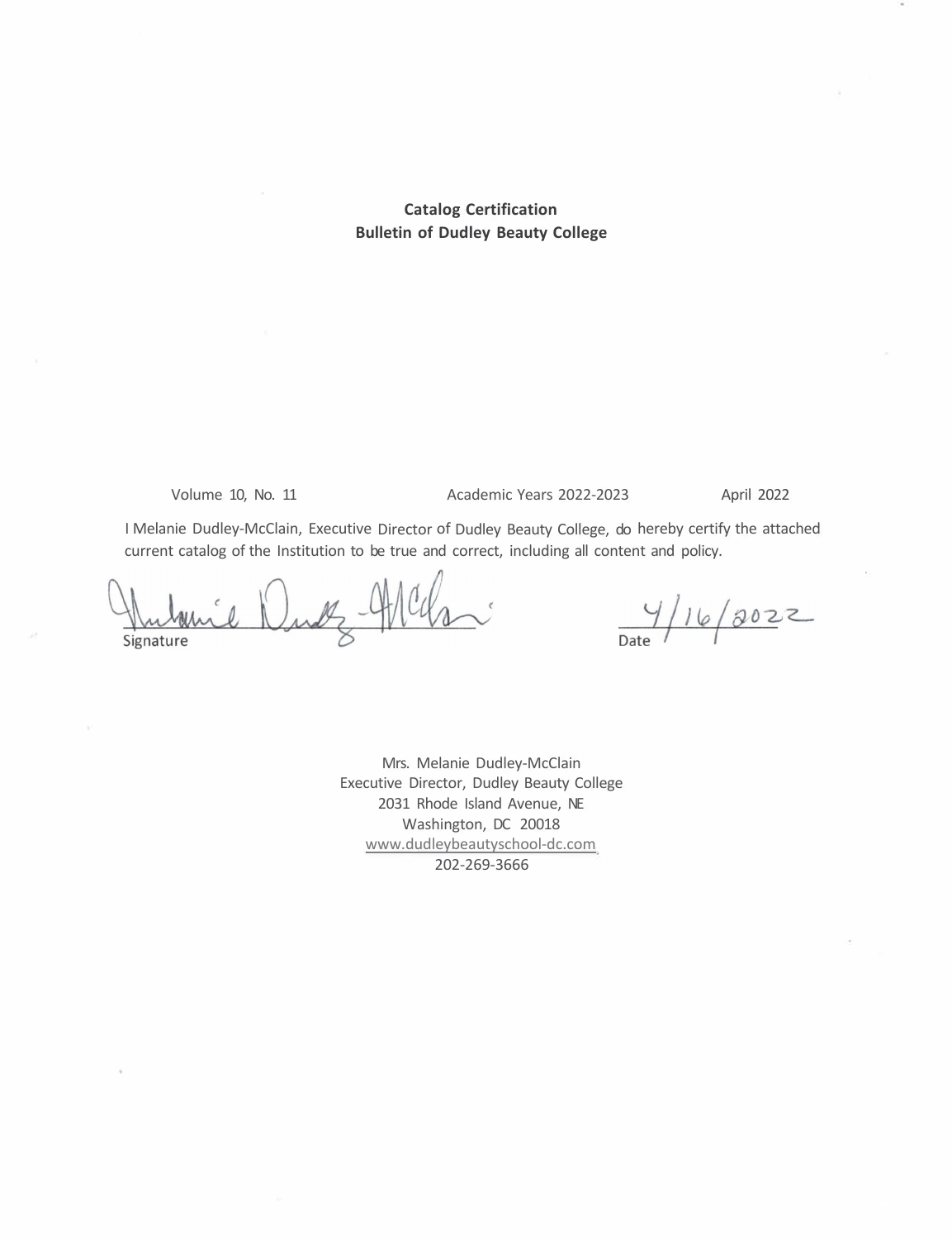**Catalog Certification**
**Bulletin of Dudley Beauty College**

Volume 10, No. 11 Academic Years 2022-2023 April 2022

I Melanie Dudley-McClain, Executive Director of Dudley Beauty College, do hereby certify the attached current catalog of the Institution to be true and correct, including all content and policy.

Signature: Melanie Dudley-McClain

Date: 4/16/2022

Mrs. Melanie Dudley-McClain
Executive Director, Dudley Beauty College
2031 Rhode Island Avenue, NE
Washington, DC 20018
www.dudleybeautyschool-dc.com
202-269-3666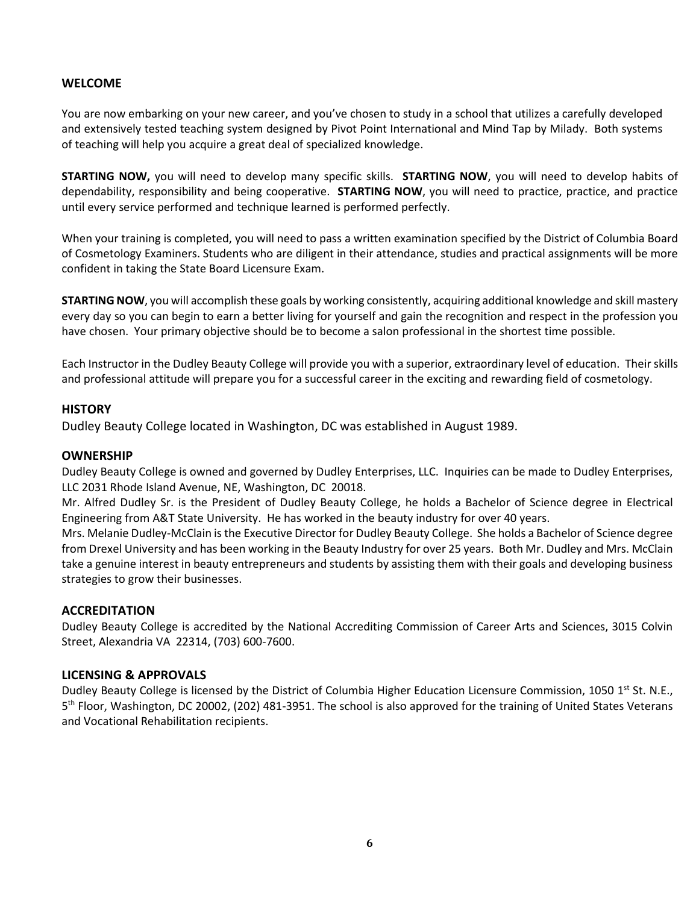## WELCOME

You are now embarking on your new career, and you've chosen to study in a school that utilizes a carefully developed and extensively tested teaching system designed by Pivot Point International and Mind Tap by Milady. Both systems of teaching will help you acquire a great deal of specialized knowledge.

**STARTING NOW,** you will need to develop many specific skills. **STARTING NOW**, you will need to develop habits of dependability, responsibility and being cooperative. **STARTING NOW**, you will need to practice, practice, and practice until every service performed and technique learned is performed perfectly.

When your training is completed, you will need to pass a written examination specified by the District of Columbia Board of Cosmetology Examiners. Students who are diligent in their attendance, studies and practical assignments will be more confident in taking the State Board Licensure Exam.

**STARTING NOW**, you will accomplish these goals by working consistently, acquiring additional knowledge and skill mastery every day so you can begin to earn a better living for yourself and gain the recognition and respect in the profession you have chosen. Your primary objective should be to become a salon professional in the shortest time possible.

Each Instructor in the Dudley Beauty College will provide you with a superior, extraordinary level of education. Their skills and professional attitude will prepare you for a successful career in the exciting and rewarding field of cosmetology.

## HISTORY

Dudley Beauty College located in Washington, DC was established in August 1989.

## OWNERSHIP

Dudley Beauty College is owned and governed by Dudley Enterprises, LLC. Inquiries can be made to Dudley Enterprises, LLC 2031 Rhode Island Avenue, NE, Washington, DC 20018.

Mr. Alfred Dudley Sr. is the President of Dudley Beauty College, he holds a Bachelor of Science degree in Electrical Engineering from A&T State University. He has worked in the beauty industry for over 40 years.

Mrs. Melanie Dudley-McClain is the Executive Director for Dudley Beauty College. She holds a Bachelor of Science degree from Drexel University and has been working in the Beauty Industry for over 25 years. Both Mr. Dudley and Mrs. McClain take a genuine interest in beauty entrepreneurs and students by assisting them with their goals and developing business strategies to grow their businesses.

## ACCREDITATION

Dudley Beauty College is accredited by the National Accrediting Commission of Career Arts and Sciences, 3015 Colvin Street, Alexandria VA 22314, (703) 600-7600.

## LICENSING & APPROVALS

Dudley Beauty College is licensed by the District of Columbia Higher Education Licensure Commission, 1050 1st St. N.E., 5th Floor, Washington, DC 20002, (202) 481-3951. The school is also approved for the training of United States Veterans and Vocational Rehabilitation recipients.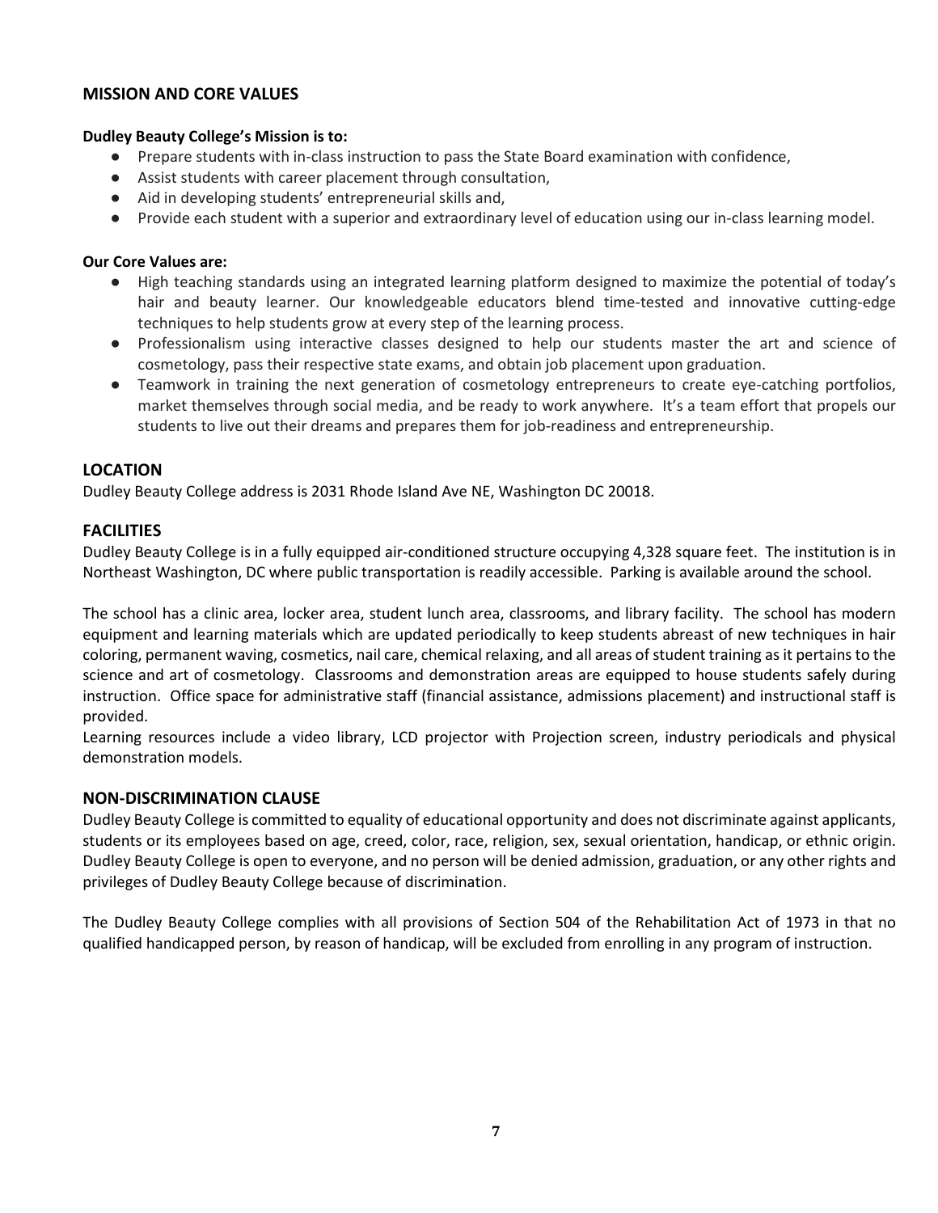## MISSION AND CORE VALUES

**Dudley Beauty College's Mission is to:**

- Prepare students with in-class instruction to pass the State Board examination with confidence,
- Assist students with career placement through consultation,
- Aid in developing students' entrepreneurial skills and,
- Provide each student with a superior and extraordinary level of education using our in-class learning model.

**Our Core Values are:**

- High teaching standards using an integrated learning platform designed to maximize the potential of today's hair and beauty learner. Our knowledgeable educators blend time-tested and innovative cutting-edge techniques to help students grow at every step of the learning process.
- Professionalism using interactive classes designed to help our students master the art and science of cosmetology, pass their respective state exams, and obtain job placement upon graduation.
- Teamwork in training the next generation of cosmetology entrepreneurs to create eye-catching portfolios, market themselves through social media, and be ready to work anywhere. It's a team effort that propels our students to live out their dreams and prepares them for job-readiness and entrepreneurship.

## LOCATION

Dudley Beauty College address is 2031 Rhode Island Ave NE, Washington DC 20018.

## FACILITIES

Dudley Beauty College is in a fully equipped air-conditioned structure occupying 4,328 square feet. The institution is in Northeast Washington, DC where public transportation is readily accessible. Parking is available around the school.

The school has a clinic area, locker area, student lunch area, classrooms, and library facility. The school has modern equipment and learning materials which are updated periodically to keep students abreast of new techniques in hair coloring, permanent waving, cosmetics, nail care, chemical relaxing, and all areas of student training as it pertains to the science and art of cosmetology. Classrooms and demonstration areas are equipped to house students safely during instruction. Office space for administrative staff (financial assistance, admissions placement) and instructional staff is provided.

Learning resources include a video library, LCD projector with Projection screen, industry periodicals and physical demonstration models.

## NON-DISCRIMINATION CLAUSE

Dudley Beauty College is committed to equality of educational opportunity and does not discriminate against applicants, students or its employees based on age, creed, color, race, religion, sex, sexual orientation, handicap, or ethnic origin. Dudley Beauty College is open to everyone, and no person will be denied admission, graduation, or any other rights and privileges of Dudley Beauty College because of discrimination.

The Dudley Beauty College complies with all provisions of Section 504 of the Rehabilitation Act of 1973 in that no qualified handicapped person, by reason of handicap, will be excluded from enrolling in any program of instruction.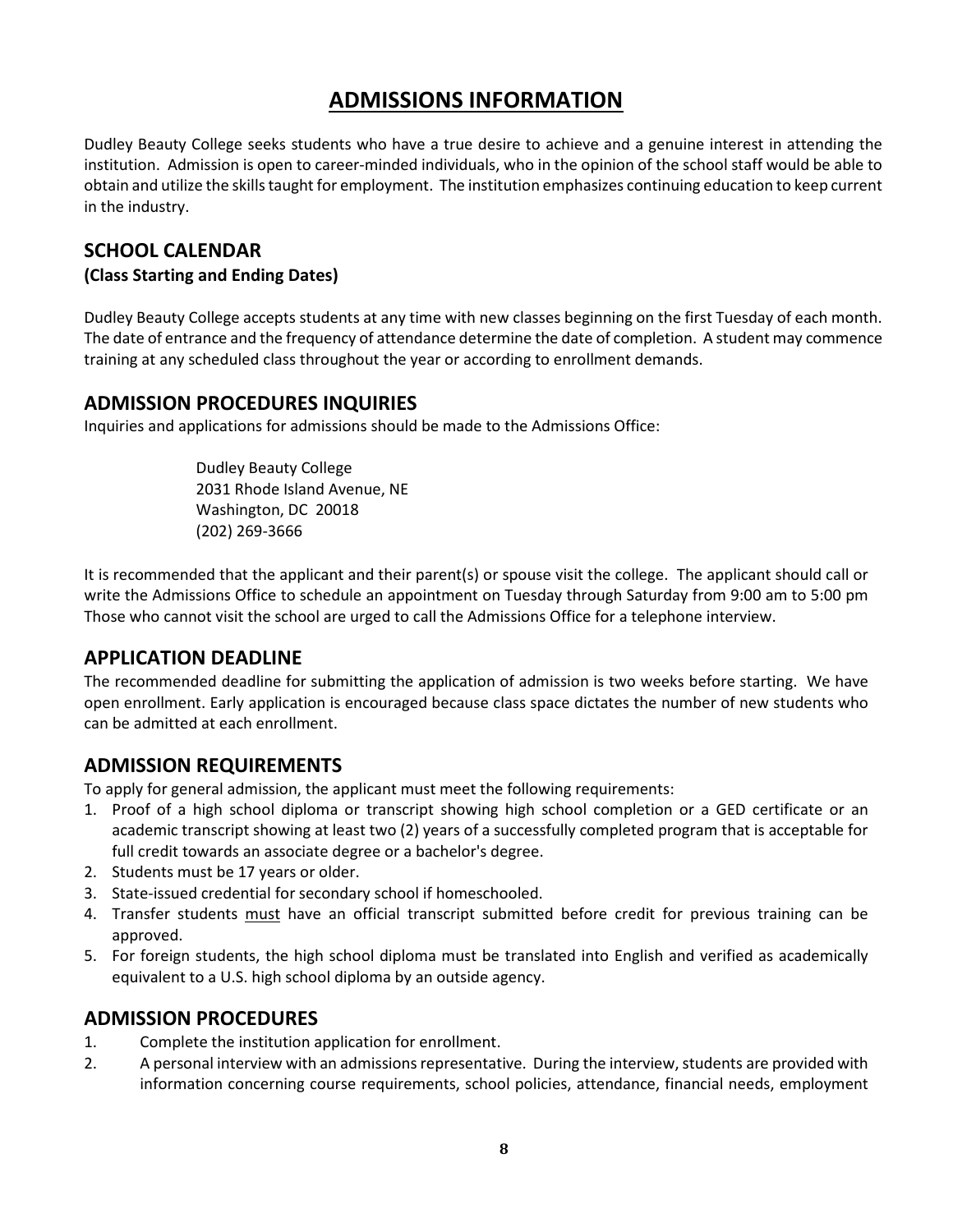# ADMISSIONS INFORMATION

Dudley Beauty College seeks students who have a true desire to achieve and a genuine interest in attending the institution. Admission is open to career-minded individuals, who in the opinion of the school staff would be able to obtain and utilize the skills taught for employment. The institution emphasizes continuing education to keep current in the industry.

## SCHOOL CALENDAR

**(Class Starting and Ending Dates)**

Dudley Beauty College accepts students at any time with new classes beginning on the first Tuesday of each month. The date of entrance and the frequency of attendance determine the date of completion. A student may commence training at any scheduled class throughout the year or according to enrollment demands.

## ADMISSION PROCEDURES INQUIRIES

Inquiries and applications for admissions should be made to the Admissions Office:

> Dudley Beauty College
> 2031 Rhode Island Avenue, NE
> Washington, DC 20018
> (202) 269-3666

It is recommended that the applicant and their parent(s) or spouse visit the college. The applicant should call or write the Admissions Office to schedule an appointment on Tuesday through Saturday from 9:00 am to 5:00 pm Those who cannot visit the school are urged to call the Admissions Office for a telephone interview.

## APPLICATION DEADLINE

The recommended deadline for submitting the application of admission is two weeks before starting. We have open enrollment. Early application is encouraged because class space dictates the number of new students who can be admitted at each enrollment.

## ADMISSION REQUIREMENTS

To apply for general admission, the applicant must meet the following requirements:

1. Proof of a high school diploma or transcript showing high school completion or a GED certificate or an academic transcript showing at least two (2) years of a successfully completed program that is acceptable for full credit towards an associate degree or a bachelor's degree.
2. Students must be 17 years or older.
3. State-issued credential for secondary school if homeschooled.
4. Transfer students <u>must</u> have an official transcript submitted before credit for previous training can be approved.
5. For foreign students, the high school diploma must be translated into English and verified as academically equivalent to a U.S. high school diploma by an outside agency.

## ADMISSION PROCEDURES

1. Complete the institution application for enrollment.
2. A personal interview with an admissions representative. During the interview, students are provided with information concerning course requirements, school policies, attendance, financial needs, employment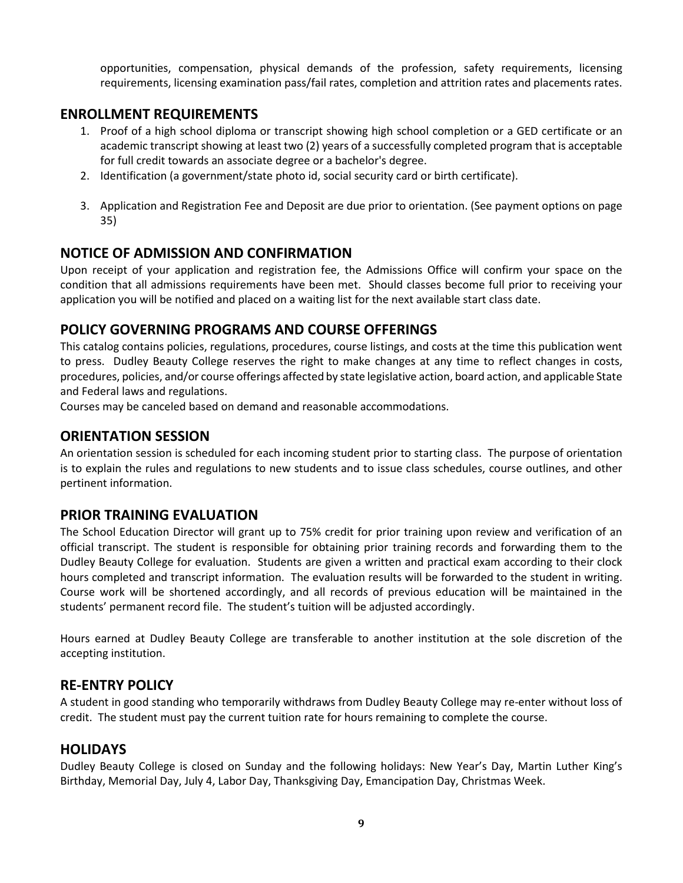opportunities, compensation, physical demands of the profession, safety requirements, licensing requirements, licensing examination pass/fail rates, completion and attrition rates and placements rates.

## ENROLLMENT REQUIREMENTS

1. Proof of a high school diploma or transcript showing high school completion or a GED certificate or an academic transcript showing at least two (2) years of a successfully completed program that is acceptable for full credit towards an associate degree or a bachelor's degree.
2. Identification (a government/state photo id, social security card or birth certificate).
3. Application and Registration Fee and Deposit are due prior to orientation. (See payment options on page 35)

## NOTICE OF ADMISSION AND CONFIRMATION

Upon receipt of your application and registration fee, the Admissions Office will confirm your space on the condition that all admissions requirements have been met. Should classes become full prior to receiving your application you will be notified and placed on a waiting list for the next available start class date.

## POLICY GOVERNING PROGRAMS AND COURSE OFFERINGS

This catalog contains policies, regulations, procedures, course listings, and costs at the time this publication went to press. Dudley Beauty College reserves the right to make changes at any time to reflect changes in costs, procedures, policies, and/or course offerings affected by state legislative action, board action, and applicable State and Federal laws and regulations.

Courses may be canceled based on demand and reasonable accommodations.

## ORIENTATION SESSION

An orientation session is scheduled for each incoming student prior to starting class. The purpose of orientation is to explain the rules and regulations to new students and to issue class schedules, course outlines, and other pertinent information.

## PRIOR TRAINING EVALUATION

The School Education Director will grant up to 75% credit for prior training upon review and verification of an official transcript. The student is responsible for obtaining prior training records and forwarding them to the Dudley Beauty College for evaluation. Students are given a written and practical exam according to their clock hours completed and transcript information. The evaluation results will be forwarded to the student in writing. Course work will be shortened accordingly, and all records of previous education will be maintained in the students' permanent record file. The student's tuition will be adjusted accordingly.

Hours earned at Dudley Beauty College are transferable to another institution at the sole discretion of the accepting institution.

## RE-ENTRY POLICY

A student in good standing who temporarily withdraws from Dudley Beauty College may re-enter without loss of credit. The student must pay the current tuition rate for hours remaining to complete the course.

## HOLIDAYS

Dudley Beauty College is closed on Sunday and the following holidays: New Year's Day, Martin Luther King's Birthday, Memorial Day, July 4, Labor Day, Thanksgiving Day, Emancipation Day, Christmas Week.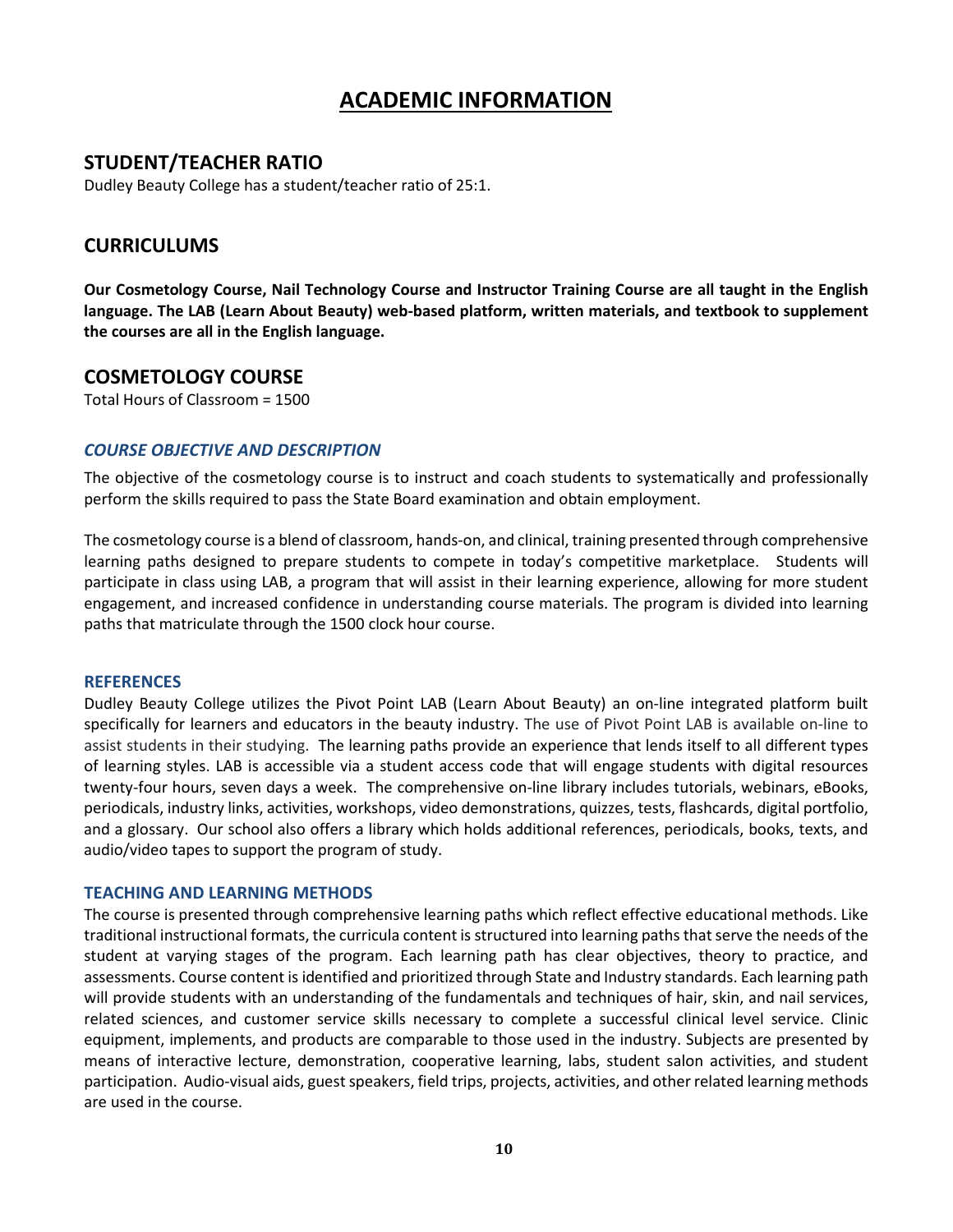# ACADEMIC INFORMATION

## STUDENT/TEACHER RATIO

Dudley Beauty College has a student/teacher ratio of 25:1.

## CURRICULUMS

**Our Cosmetology Course, Nail Technology Course and Instructor Training Course are all taught in the English language. The LAB (Learn About Beauty) web-based platform, written materials, and textbook to supplement the courses are all in the English language.**

## COSMETOLOGY COURSE

Total Hours of Classroom = 1500

### *COURSE OBJECTIVE AND DESCRIPTION*

The objective of the cosmetology course is to instruct and coach students to systematically and professionally perform the skills required to pass the State Board examination and obtain employment.

The cosmetology course is a blend of classroom, hands-on, and clinical, training presented through comprehensive learning paths designed to prepare students to compete in today's competitive marketplace. Students will participate in class using LAB, a program that will assist in their learning experience, allowing for more student engagement, and increased confidence in understanding course materials. The program is divided into learning paths that matriculate through the 1500 clock hour course.

#### REFERENCES

Dudley Beauty College utilizes the Pivot Point LAB (Learn About Beauty) an on-line integrated platform built specifically for learners and educators in the beauty industry. The use of Pivot Point LAB is available on-line to assist students in their studying. The learning paths provide an experience that lends itself to all different types of learning styles. LAB is accessible via a student access code that will engage students with digital resources twenty-four hours, seven days a week. The comprehensive on-line library includes tutorials, webinars, eBooks, periodicals, industry links, activities, workshops, video demonstrations, quizzes, tests, flashcards, digital portfolio, and a glossary. Our school also offers a library which holds additional references, periodicals, books, texts, and audio/video tapes to support the program of study.

#### TEACHING AND LEARNING METHODS

The course is presented through comprehensive learning paths which reflect effective educational methods. Like traditional instructional formats, the curricula content is structured into learning paths that serve the needs of the student at varying stages of the program. Each learning path has clear objectives, theory to practice, and assessments. Course content is identified and prioritized through State and Industry standards. Each learning path will provide students with an understanding of the fundamentals and techniques of hair, skin, and nail services, related sciences, and customer service skills necessary to complete a successful clinical level service. Clinic equipment, implements, and products are comparable to those used in the industry. Subjects are presented by means of interactive lecture, demonstration, cooperative learning, labs, student salon activities, and student participation. Audio-visual aids, guest speakers, field trips, projects, activities, and other related learning methods are used in the course.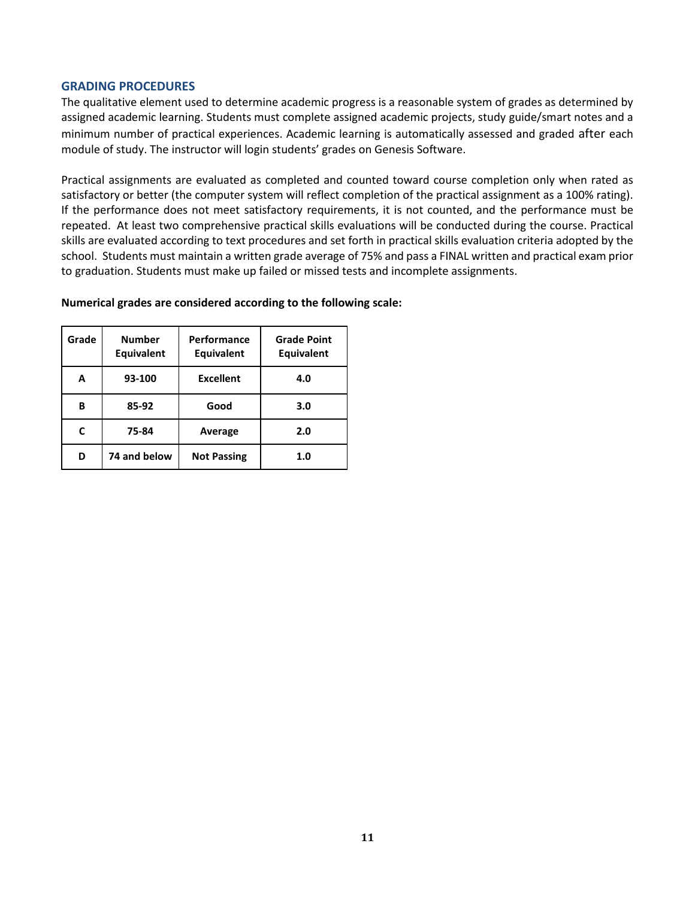## GRADING PROCEDURES

The qualitative element used to determine academic progress is a reasonable system of grades as determined by assigned academic learning. Students must complete assigned academic projects, study guide/smart notes and a minimum number of practical experiences. Academic learning is automatically assessed and graded after each module of study. The instructor will login students' grades on Genesis Software.

Practical assignments are evaluated as completed and counted toward course completion only when rated as satisfactory or better (the computer system will reflect completion of the practical assignment as a 100% rating). If the performance does not meet satisfactory requirements, it is not counted, and the performance must be repeated. At least two comprehensive practical skills evaluations will be conducted during the course. Practical skills are evaluated according to text procedures and set forth in practical skills evaluation criteria adopted by the school. Students must maintain a written grade average of 75% and pass a FINAL written and practical exam prior to graduation. Students must make up failed or missed tests and incomplete assignments.

**Numerical grades are considered according to the following scale:**

| Grade | Number Equivalent | Performance Equivalent | Grade Point Equivalent |
|---|---|---|---|
| A | 93-100 | Excellent | 4.0 |
| B | 85-92 | Good | 3.0 |
| C | 75-84 | Average | 2.0 |
| D | 74 and below | Not Passing | 1.0 |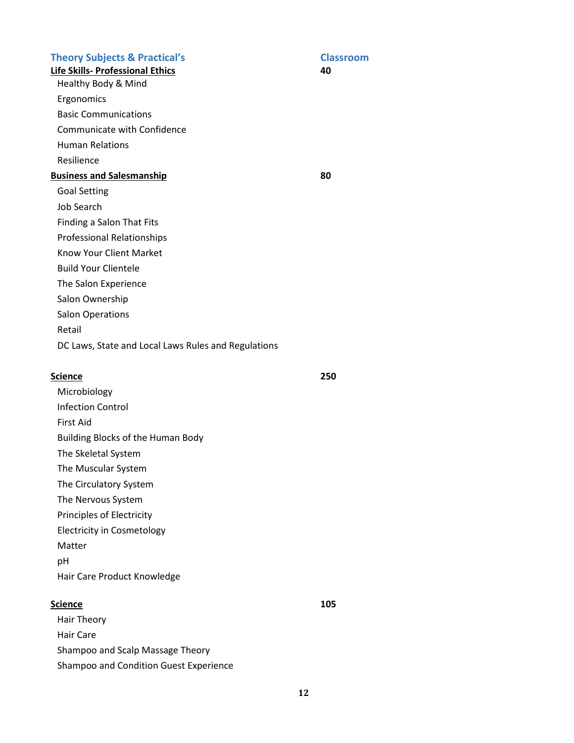| Theory Subjects & Practical's | Classroom |
|---|---|
| **Life Skills- Professional Ethics** | **40** |
| Healthy Body & Mind | |
| Ergonomics | |
| Basic Communications | |
| Communicate with Confidence | |
| Human Relations | |
| Resilience | |
| **Business and Salesmanship** | **80** |
| Goal Setting | |
| Job Search | |
| Finding a Salon That Fits | |
| Professional Relationships | |
| Know Your Client Market | |
| Build Your Clientele | |
| The Salon Experience | |
| Salon Ownership | |
| Salon Operations | |
| Retail | |
| DC Laws, State and Local Laws Rules and Regulations | |
| **Science** | **250** |
| Microbiology | |
| Infection Control | |
| First Aid | |
| Building Blocks of the Human Body | |
| The Skeletal System | |
| The Muscular System | |
| The Circulatory System | |
| The Nervous System | |
| Principles of Electricity | |
| Electricity in Cosmetology | |
| Matter | |
| pH | |
| Hair Care Product Knowledge | |
| **Science** | **105** |
| Hair Theory | |
| Hair Care | |
| Shampoo and Scalp Massage Theory | |
| Shampoo and Condition Guest Experience | |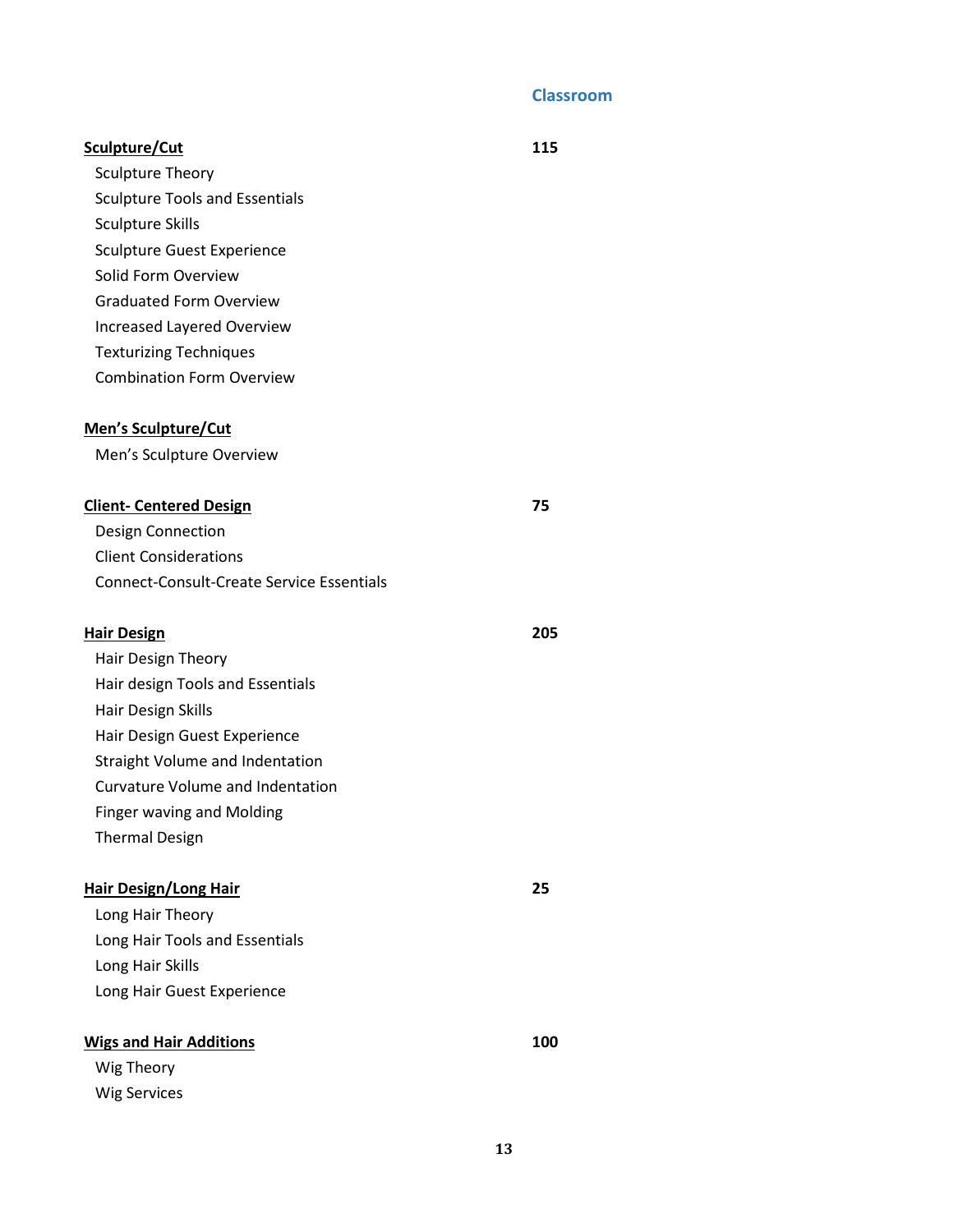| | Classroom |
|---|---|
| **Sculpture/Cut** | **115** |
| Sculpture Theory | |
| Sculpture Tools and Essentials | |
| Sculpture Skills | |
| Sculpture Guest Experience | |
| Solid Form Overview | |
| Graduated Form Overview | |
| Increased Layered Overview | |
| Texturizing Techniques | |
| Combination Form Overview | |
| **Men's Sculpture/Cut** | |
| Men's Sculpture Overview | |
| **Client- Centered Design** | **75** |
| Design Connection | |
| Client Considerations | |
| Connect-Consult-Create Service Essentials | |
| **Hair Design** | **205** |
| Hair Design Theory | |
| Hair design Tools and Essentials | |
| Hair Design Skills | |
| Hair Design Guest Experience | |
| Straight Volume and Indentation | |
| Curvature Volume and Indentation | |
| Finger waving and Molding | |
| Thermal Design | |
| **Hair Design/Long Hair** | **25** |
| Long Hair Theory | |
| Long Hair Tools and Essentials | |
| Long Hair Skills | |
| Long Hair Guest Experience | |
| **Wigs and Hair Additions** | **100** |
| Wig Theory | |
| Wig Services | |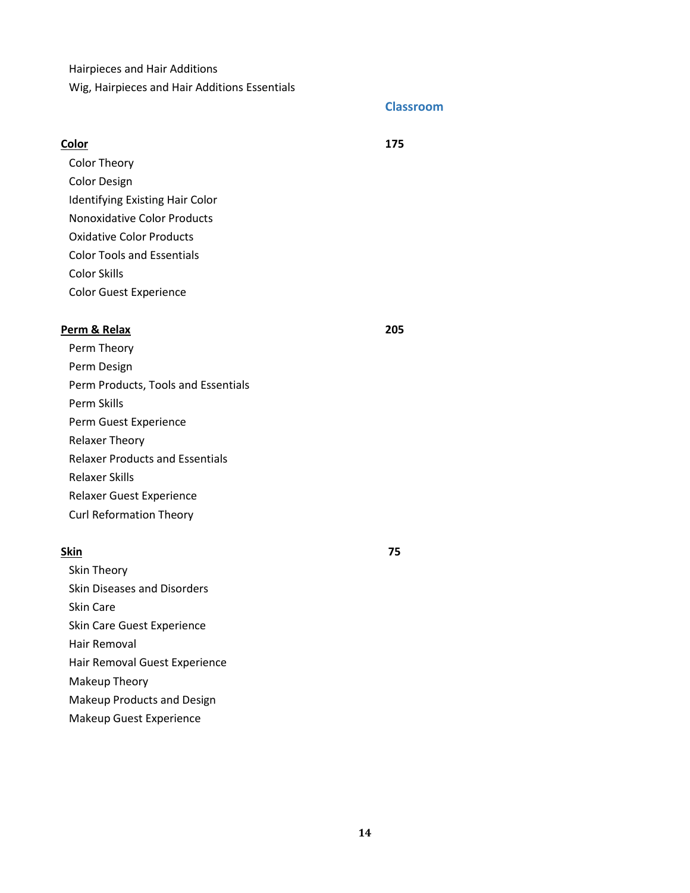Hairpieces and Hair Additions
Wig, Hairpieces and Hair Additions Essentials

| | Classroom |
|---|---|
| **Color** | **175** |
| Color Theory | |
| Color Design | |
| Identifying Existing Hair Color | |
| Nonoxidative Color Products | |
| Oxidative Color Products | |
| Color Tools and Essentials | |
| Color Skills | |
| Color Guest Experience | |
| **Perm & Relax** | **205** |
| Perm Theory | |
| Perm Design | |
| Perm Products, Tools and Essentials | |
| Perm Skills | |
| Perm Guest Experience | |
| Relaxer Theory | |
| Relaxer Products and Essentials | |
| Relaxer Skills | |
| Relaxer Guest Experience | |
| Curl Reformation Theory | |
| **Skin** | **75** |
| Skin Theory | |
| Skin Diseases and Disorders | |
| Skin Care | |
| Skin Care Guest Experience | |
| Hair Removal | |
| Hair Removal Guest Experience | |
| Makeup Theory | |
| Makeup Products and Design | |
| Makeup Guest Experience | |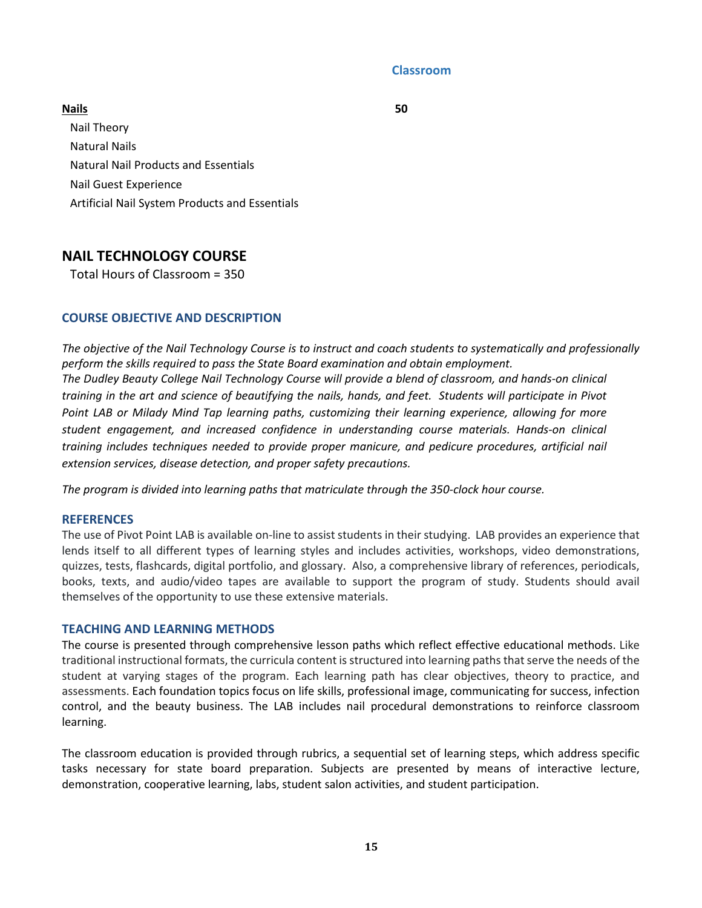| | Classroom |
|---|---|
| **Nails** | **50** |
| Nail Theory | |
| Natural Nails | |
| Natural Nail Products and Essentials | |
| Nail Guest Experience | |
| Artificial Nail System Products and Essentials | |

## NAIL TECHNOLOGY COURSE

Total Hours of Classroom = 350

### COURSE OBJECTIVE AND DESCRIPTION

*The objective of the Nail Technology Course is to instruct and coach students to systematically and professionally perform the skills required to pass the State Board examination and obtain employment.*
*The Dudley Beauty College Nail Technology Course will provide a blend of classroom, and hands-on clinical training in the art and science of beautifying the nails, hands, and feet. Students will participate in Pivot Point LAB or Milady Mind Tap learning paths, customizing their learning experience, allowing for more student engagement, and increased confidence in understanding course materials. Hands-on clinical training includes techniques needed to provide proper manicure, and pedicure procedures, artificial nail extension services, disease detection, and proper safety precautions.*

*The program is divided into learning paths that matriculate through the 350-clock hour course.*

### REFERENCES

The use of Pivot Point LAB is available on-line to assist students in their studying. LAB provides an experience that lends itself to all different types of learning styles and includes activities, workshops, video demonstrations, quizzes, tests, flashcards, digital portfolio, and glossary. Also, a comprehensive library of references, periodicals, books, texts, and audio/video tapes are available to support the program of study. Students should avail themselves of the opportunity to use these extensive materials.

### TEACHING AND LEARNING METHODS

The course is presented through comprehensive lesson paths which reflect effective educational methods. Like traditional instructional formats, the curricula content is structured into learning paths that serve the needs of the student at varying stages of the program. Each learning path has clear objectives, theory to practice, and assessments. Each foundation topics focus on life skills, professional image, communicating for success, infection control, and the beauty business. The LAB includes nail procedural demonstrations to reinforce classroom learning.

The classroom education is provided through rubrics, a sequential set of learning steps, which address specific tasks necessary for state board preparation. Subjects are presented by means of interactive lecture, demonstration, cooperative learning, labs, student salon activities, and student participation.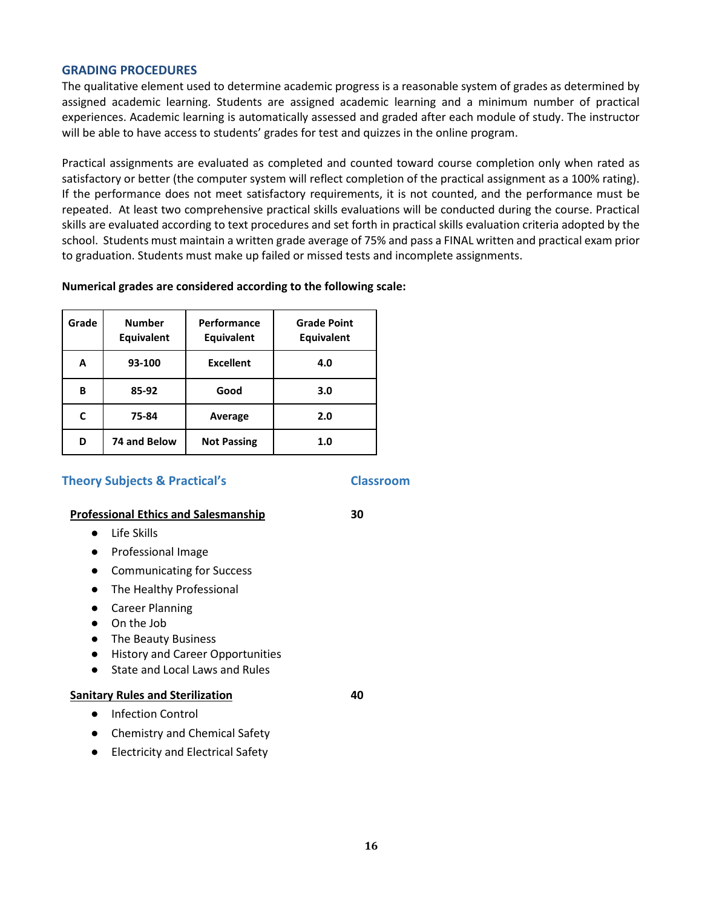## GRADING PROCEDURES

The qualitative element used to determine academic progress is a reasonable system of grades as determined by assigned academic learning. Students are assigned academic learning and a minimum number of practical experiences. Academic learning is automatically assessed and graded after each module of study. The instructor will be able to have access to students' grades for test and quizzes in the online program.

Practical assignments are evaluated as completed and counted toward course completion only when rated as satisfactory or better (the computer system will reflect completion of the practical assignment as a 100% rating). If the performance does not meet satisfactory requirements, it is not counted, and the performance must be repeated. At least two comprehensive practical skills evaluations will be conducted during the course. Practical skills are evaluated according to text procedures and set forth in practical skills evaluation criteria adopted by the school. Students must maintain a written grade average of 75% and pass a FINAL written and practical exam prior to graduation. Students must make up failed or missed tests and incomplete assignments.

**Numerical grades are considered according to the following scale:**

| Grade | Number Equivalent | Performance Equivalent | Grade Point Equivalent |
|---|---|---|---|
| A | 93-100 | Excellent | 4.0 |
| B | 85-92 | Good | 3.0 |
| C | 75-84 | Average | 2.0 |
| D | 74 and Below | Not Passing | 1.0 |

## Theory Subjects & Practical's — Classroom

**Professional Ethics and Salesmanship** — 30

- Life Skills
- Professional Image
- Communicating for Success
- The Healthy Professional
- Career Planning
- On the Job
- The Beauty Business
- History and Career Opportunities
- State and Local Laws and Rules

**Sanitary Rules and Sterilization** — 40

- Infection Control
- Chemistry and Chemical Safety
- Electricity and Electrical Safety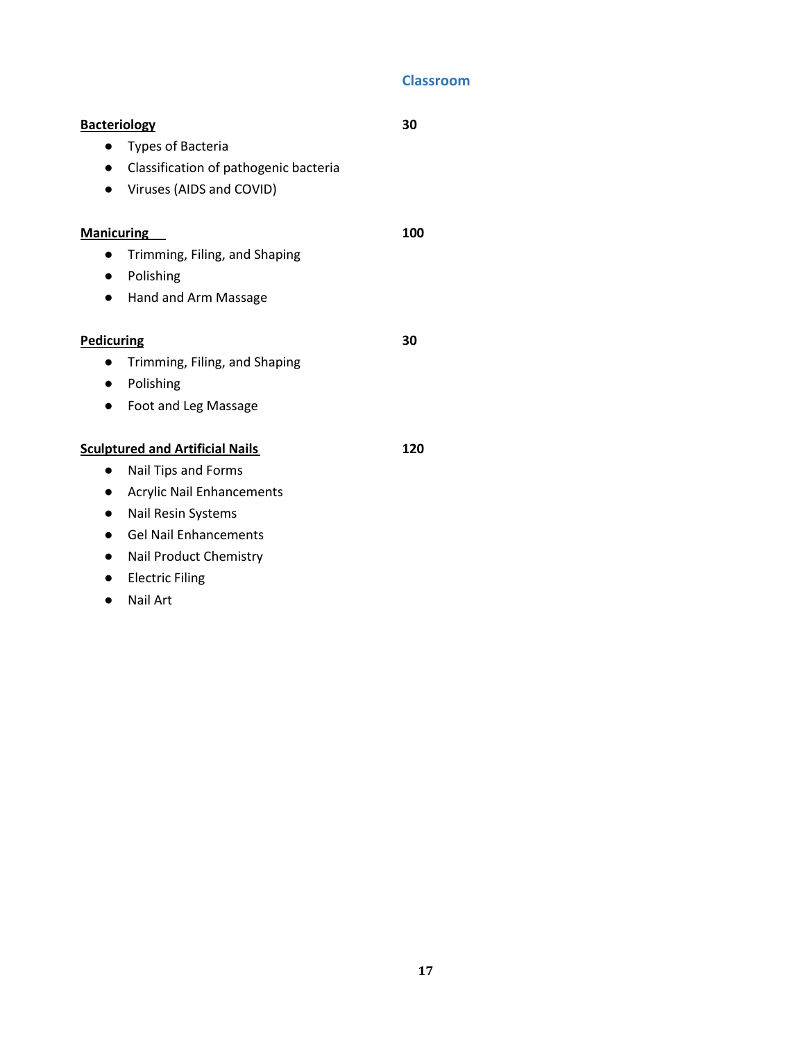| | Classroom |
|---|---|
| **Bacteriology** | **30** |
| • Types of Bacteria | |
| • Classification of pathogenic bacteria | |
| • Viruses (AIDS and COVID) | |
| **Manicuring** | **100** |
| • Trimming, Filing, and Shaping | |
| • Polishing | |
| • Hand and Arm Massage | |
| **Pedicuring** | **30** |
| • Trimming, Filing, and Shaping | |
| • Polishing | |
| • Foot and Leg Massage | |
| **Sculptured and Artificial Nails** | **120** |
| • Nail Tips and Forms | |
| • Acrylic Nail Enhancements | |
| • Nail Resin Systems | |
| • Gel Nail Enhancements | |
| • Nail Product Chemistry | |
| • Electric Filing | |
| • Nail Art | |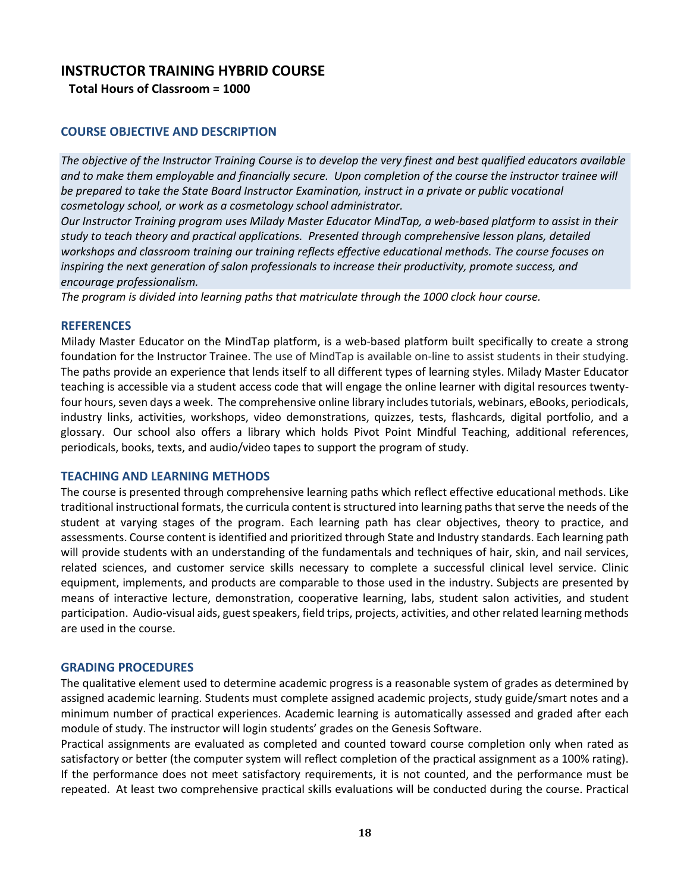# INSTRUCTOR TRAINING HYBRID COURSE

**Total Hours of Classroom = 1000**

## COURSE OBJECTIVE AND DESCRIPTION

*The objective of the Instructor Training Course is to develop the very finest and best qualified educators available and to make them employable and financially secure. Upon completion of the course the instructor trainee will be prepared to take the State Board Instructor Examination, instruct in a private or public vocational cosmetology school, or work as a cosmetology school administrator.*

*Our Instructor Training program uses Milady Master Educator MindTap, a web-based platform to assist in their study to teach theory and practical applications. Presented through comprehensive lesson plans, detailed workshops and classroom training our training reflects effective educational methods. The course focuses on inspiring the next generation of salon professionals to increase their productivity, promote success, and encourage professionalism.*

*The program is divided into learning paths that matriculate through the 1000 clock hour course.*

## REFERENCES

Milady Master Educator on the MindTap platform, is a web-based platform built specifically to create a strong foundation for the Instructor Trainee. The use of MindTap is available on-line to assist students in their studying. The paths provide an experience that lends itself to all different types of learning styles. Milady Master Educator teaching is accessible via a student access code that will engage the online learner with digital resources twenty-four hours, seven days a week. The comprehensive online library includes tutorials, webinars, eBooks, periodicals, industry links, activities, workshops, video demonstrations, quizzes, tests, flashcards, digital portfolio, and a glossary. Our school also offers a library which holds Pivot Point Mindful Teaching, additional references, periodicals, books, texts, and audio/video tapes to support the program of study.

## TEACHING AND LEARNING METHODS

The course is presented through comprehensive learning paths which reflect effective educational methods. Like traditional instructional formats, the curricula content is structured into learning paths that serve the needs of the student at varying stages of the program. Each learning path has clear objectives, theory to practice, and assessments. Course content is identified and prioritized through State and Industry standards. Each learning path will provide students with an understanding of the fundamentals and techniques of hair, skin, and nail services, related sciences, and customer service skills necessary to complete a successful clinical level service. Clinic equipment, implements, and products are comparable to those used in the industry. Subjects are presented by means of interactive lecture, demonstration, cooperative learning, labs, student salon activities, and student participation. Audio-visual aids, guest speakers, field trips, projects, activities, and other related learning methods are used in the course.

## GRADING PROCEDURES

The qualitative element used to determine academic progress is a reasonable system of grades as determined by assigned academic learning. Students must complete assigned academic projects, study guide/smart notes and a minimum number of practical experiences. Academic learning is automatically assessed and graded after each module of study. The instructor will login students' grades on the Genesis Software.

Practical assignments are evaluated as completed and counted toward course completion only when rated as satisfactory or better (the computer system will reflect completion of the practical assignment as a 100% rating). If the performance does not meet satisfactory requirements, it is not counted, and the performance must be repeated. At least two comprehensive practical skills evaluations will be conducted during the course. Practical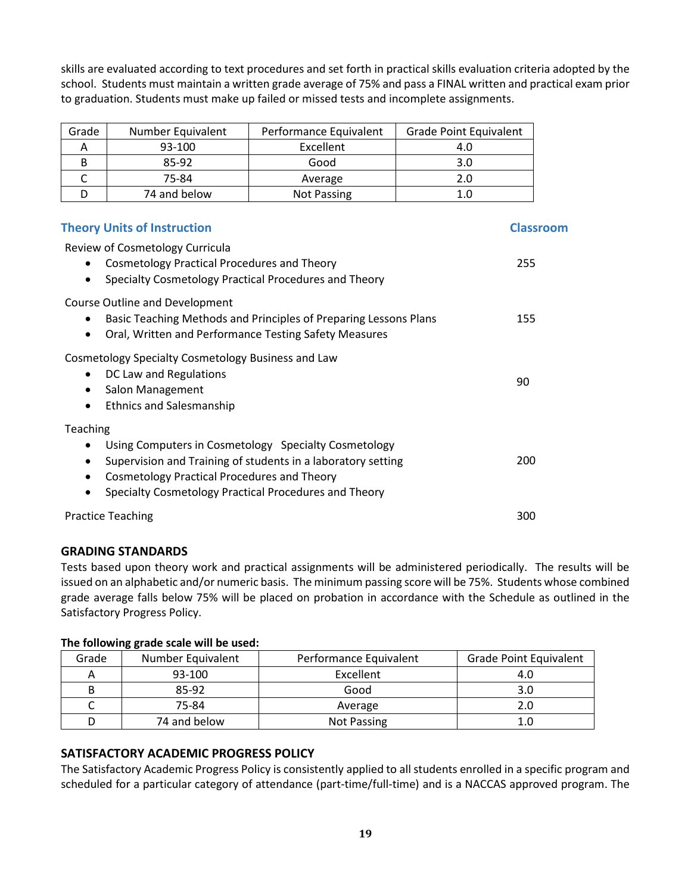skills are evaluated according to text procedures and set forth in practical skills evaluation criteria adopted by the school. Students must maintain a written grade average of 75% and pass a FINAL written and practical exam prior to graduation. Students must make up failed or missed tests and incomplete assignments.

| Grade | Number Equivalent | Performance Equivalent | Grade Point Equivalent |
|---|---|---|---|
| A | 93-100 | Excellent | 4.0 |
| B | 85-92 | Good | 3.0 |
| C | 75-84 | Average | 2.0 |
| D | 74 and below | Not Passing | 1.0 |

| Theory Units of Instruction | Classroom |
|---|---|
| Review of Cosmetology Curricula<br>• Cosmetology Practical Procedures and Theory<br>• Specialty Cosmetology Practical Procedures and Theory | 255 |
| Course Outline and Development<br>• Basic Teaching Methods and Principles of Preparing Lessons Plans<br>• Oral, Written and Performance Testing Safety Measures | 155 |
| Cosmetology Specialty Cosmetology Business and Law<br>• DC Law and Regulations<br>• Salon Management<br>• Ethnics and Salesmanship | 90 |
| Teaching<br>• Using Computers in Cosmetology Specialty Cosmetology<br>• Supervision and Training of students in a laboratory setting<br>• Cosmetology Practical Procedures and Theory<br>• Specialty Cosmetology Practical Procedures and Theory | 200 |
| Practice Teaching | 300 |

## GRADING STANDARDS

Tests based upon theory work and practical assignments will be administered periodically. The results will be issued on an alphabetic and/or numeric basis. The minimum passing score will be 75%. Students whose combined grade average falls below 75% will be placed on probation in accordance with the Schedule as outlined in the Satisfactory Progress Policy.

**The following grade scale will be used:**

| Grade | Number Equivalent | Performance Equivalent | Grade Point Equivalent |
|---|---|---|---|
| A | 93-100 | Excellent | 4.0 |
| B | 85-92 | Good | 3.0 |
| C | 75-84 | Average | 2.0 |
| D | 74 and below | Not Passing | 1.0 |

## SATISFACTORY ACADEMIC PROGRESS POLICY

The Satisfactory Academic Progress Policy is consistently applied to all students enrolled in a specific program and scheduled for a particular category of attendance (part-time/full-time) and is a NACCAS approved program. The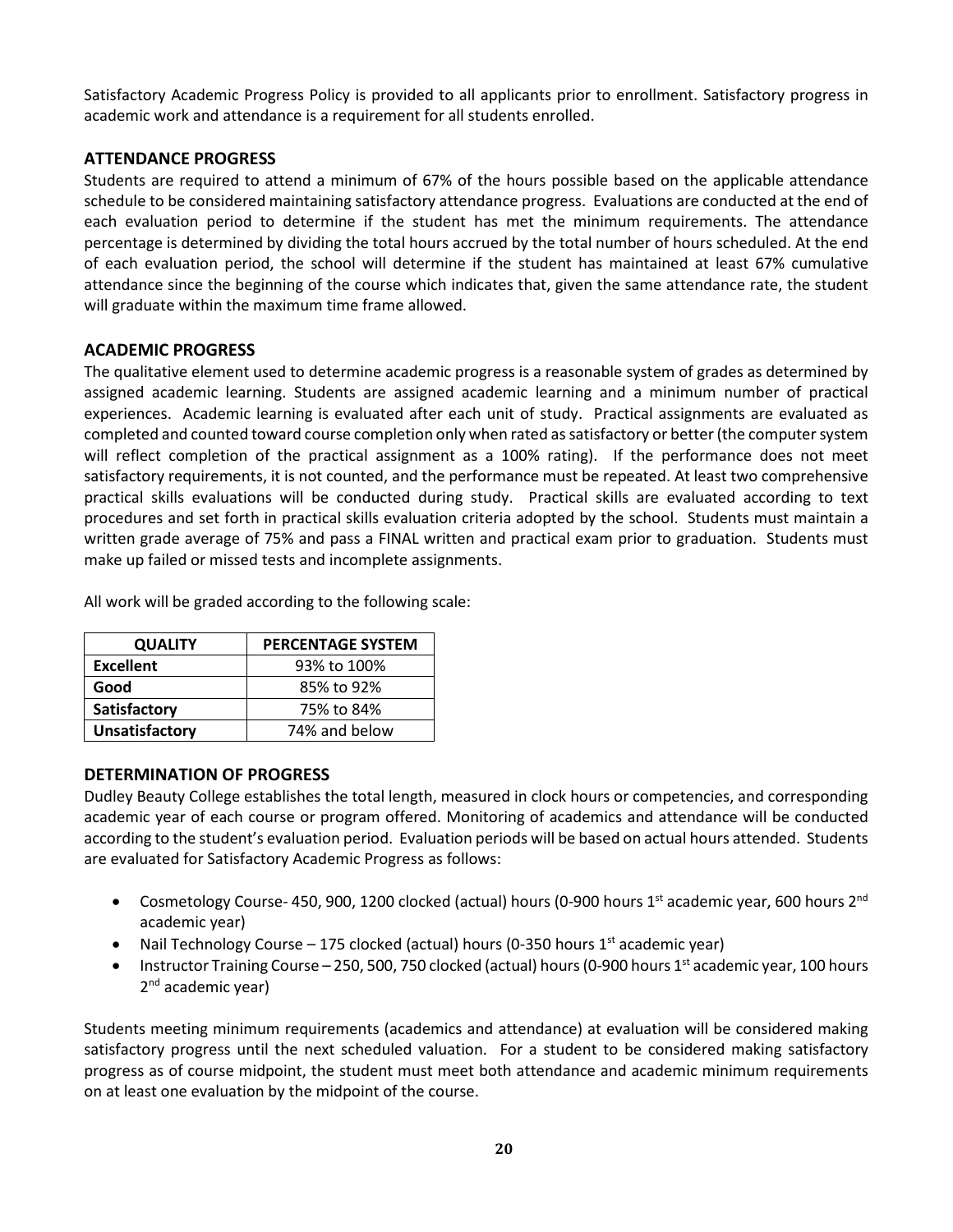Satisfactory Academic Progress Policy is provided to all applicants prior to enrollment. Satisfactory progress in academic work and attendance is a requirement for all students enrolled.

## ATTENDANCE PROGRESS

Students are required to attend a minimum of 67% of the hours possible based on the applicable attendance schedule to be considered maintaining satisfactory attendance progress. Evaluations are conducted at the end of each evaluation period to determine if the student has met the minimum requirements. The attendance percentage is determined by dividing the total hours accrued by the total number of hours scheduled. At the end of each evaluation period, the school will determine if the student has maintained at least 67% cumulative attendance since the beginning of the course which indicates that, given the same attendance rate, the student will graduate within the maximum time frame allowed.

## ACADEMIC PROGRESS

The qualitative element used to determine academic progress is a reasonable system of grades as determined by assigned academic learning. Students are assigned academic learning and a minimum number of practical experiences. Academic learning is evaluated after each unit of study. Practical assignments are evaluated as completed and counted toward course completion only when rated as satisfactory or better (the computer system will reflect completion of the practical assignment as a 100% rating). If the performance does not meet satisfactory requirements, it is not counted, and the performance must be repeated. At least two comprehensive practical skills evaluations will be conducted during study. Practical skills are evaluated according to text procedures and set forth in practical skills evaluation criteria adopted by the school. Students must maintain a written grade average of 75% and pass a FINAL written and practical exam prior to graduation. Students must make up failed or missed tests and incomplete assignments.

All work will be graded according to the following scale:

| QUALITY | PERCENTAGE SYSTEM |
|---|---|
| **Excellent** | 93% to 100% |
| **Good** | 85% to 92% |
| **Satisfactory** | 75% to 84% |
| **Unsatisfactory** | 74% and below |

## DETERMINATION OF PROGRESS

Dudley Beauty College establishes the total length, measured in clock hours or competencies, and corresponding academic year of each course or program offered. Monitoring of academics and attendance will be conducted according to the student's evaluation period. Evaluation periods will be based on actual hours attended. Students are evaluated for Satisfactory Academic Progress as follows:

- Cosmetology Course- 450, 900, 1200 clocked (actual) hours (0-900 hours 1st academic year, 600 hours 2nd academic year)
- Nail Technology Course – 175 clocked (actual) hours (0-350 hours 1st academic year)
- Instructor Training Course – 250, 500, 750 clocked (actual) hours (0-900 hours 1st academic year, 100 hours 2nd academic year)

Students meeting minimum requirements (academics and attendance) at evaluation will be considered making satisfactory progress until the next scheduled valuation. For a student to be considered making satisfactory progress as of course midpoint, the student must meet both attendance and academic minimum requirements on at least one evaluation by the midpoint of the course.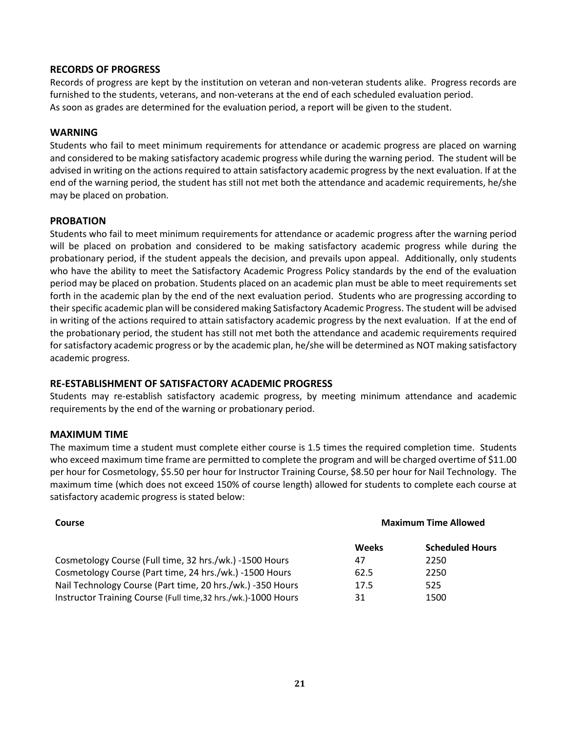## RECORDS OF PROGRESS

Records of progress are kept by the institution on veteran and non-veteran students alike. Progress records are furnished to the students, veterans, and non-veterans at the end of each scheduled evaluation period. As soon as grades are determined for the evaluation period, a report will be given to the student.

## WARNING

Students who fail to meet minimum requirements for attendance or academic progress are placed on warning and considered to be making satisfactory academic progress while during the warning period. The student will be advised in writing on the actions required to attain satisfactory academic progress by the next evaluation. If at the end of the warning period, the student has still not met both the attendance and academic requirements, he/she may be placed on probation.

## PROBATION

Students who fail to meet minimum requirements for attendance or academic progress after the warning period will be placed on probation and considered to be making satisfactory academic progress while during the probationary period, if the student appeals the decision, and prevails upon appeal. Additionally, only students who have the ability to meet the Satisfactory Academic Progress Policy standards by the end of the evaluation period may be placed on probation. Students placed on an academic plan must be able to meet requirements set forth in the academic plan by the end of the next evaluation period. Students who are progressing according to their specific academic plan will be considered making Satisfactory Academic Progress. The student will be advised in writing of the actions required to attain satisfactory academic progress by the next evaluation. If at the end of the probationary period, the student has still not met both the attendance and academic requirements required for satisfactory academic progress or by the academic plan, he/she will be determined as NOT making satisfactory academic progress.

## RE-ESTABLISHMENT OF SATISFACTORY ACADEMIC PROGRESS

Students may re-establish satisfactory academic progress, by meeting minimum attendance and academic requirements by the end of the warning or probationary period.

## MAXIMUM TIME

The maximum time a student must complete either course is 1.5 times the required completion time. Students who exceed maximum time frame are permitted to complete the program and will be charged overtime of $11.00 per hour for Cosmetology, $5.50 per hour for Instructor Training Course, $8.50 per hour for Nail Technology. The maximum time (which does not exceed 150% of course length) allowed for students to complete each course at satisfactory academic progress is stated below:

| Course | Maximum Time Allowed | |
|---|---|---|
| | **Weeks** | **Scheduled Hours** |
| Cosmetology Course (Full time, 32 hrs./wk.) -1500 Hours | 47 | 2250 |
| Cosmetology Course (Part time, 24 hrs./wk.) -1500 Hours | 62.5 | 2250 |
| Nail Technology Course (Part time, 20 hrs./wk.) -350 Hours | 17.5 | 525 |
| Instructor Training Course (Full time,32 hrs./wk.)-1000 Hours | 31 | 1500 |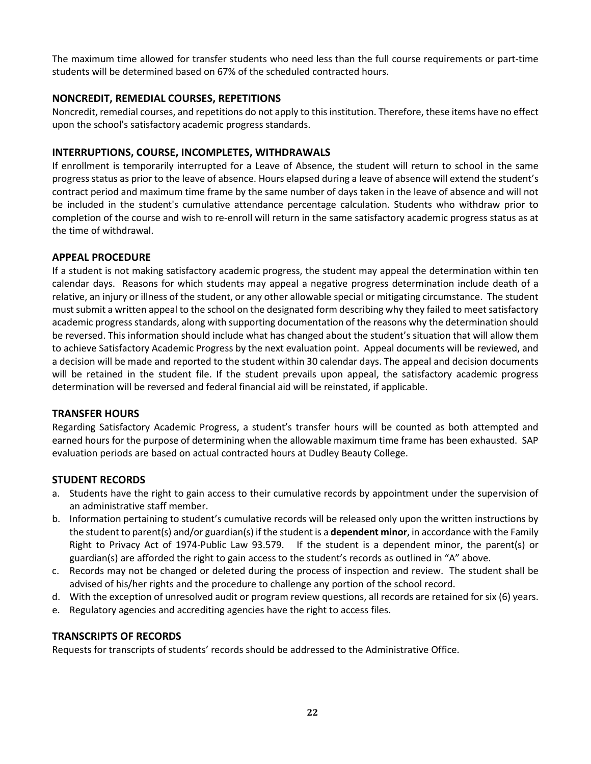The maximum time allowed for transfer students who need less than the full course requirements or part-time students will be determined based on 67% of the scheduled contracted hours.

## NONCREDIT, REMEDIAL COURSES, REPETITIONS

Noncredit, remedial courses, and repetitions do not apply to this institution. Therefore, these items have no effect upon the school's satisfactory academic progress standards.

## INTERRUPTIONS, COURSE, INCOMPLETES, WITHDRAWALS

If enrollment is temporarily interrupted for a Leave of Absence, the student will return to school in the same progress status as prior to the leave of absence. Hours elapsed during a leave of absence will extend the student's contract period and maximum time frame by the same number of days taken in the leave of absence and will not be included in the student's cumulative attendance percentage calculation. Students who withdraw prior to completion of the course and wish to re-enroll will return in the same satisfactory academic progress status as at the time of withdrawal.

## APPEAL PROCEDURE

If a student is not making satisfactory academic progress, the student may appeal the determination within ten calendar days. Reasons for which students may appeal a negative progress determination include death of a relative, an injury or illness of the student, or any other allowable special or mitigating circumstance. The student must submit a written appeal to the school on the designated form describing why they failed to meet satisfactory academic progress standards, along with supporting documentation of the reasons why the determination should be reversed. This information should include what has changed about the student's situation that will allow them to achieve Satisfactory Academic Progress by the next evaluation point. Appeal documents will be reviewed, and a decision will be made and reported to the student within 30 calendar days. The appeal and decision documents will be retained in the student file. If the student prevails upon appeal, the satisfactory academic progress determination will be reversed and federal financial aid will be reinstated, if applicable.

## TRANSFER HOURS

Regarding Satisfactory Academic Progress, a student's transfer hours will be counted as both attempted and earned hours for the purpose of determining when the allowable maximum time frame has been exhausted. SAP evaluation periods are based on actual contracted hours at Dudley Beauty College.

## STUDENT RECORDS

a. Students have the right to gain access to their cumulative records by appointment under the supervision of an administrative staff member.
b. Information pertaining to student's cumulative records will be released only upon the written instructions by the student to parent(s) and/or guardian(s) if the student is a **dependent minor**, in accordance with the Family Right to Privacy Act of 1974-Public Law 93.579. If the student is a dependent minor, the parent(s) or guardian(s) are afforded the right to gain access to the student's records as outlined in "A" above.
c. Records may not be changed or deleted during the process of inspection and review. The student shall be advised of his/her rights and the procedure to challenge any portion of the school record.
d. With the exception of unresolved audit or program review questions, all records are retained for six (6) years.
e. Regulatory agencies and accrediting agencies have the right to access files.

## TRANSCRIPTS OF RECORDS

Requests for transcripts of students' records should be addressed to the Administrative Office.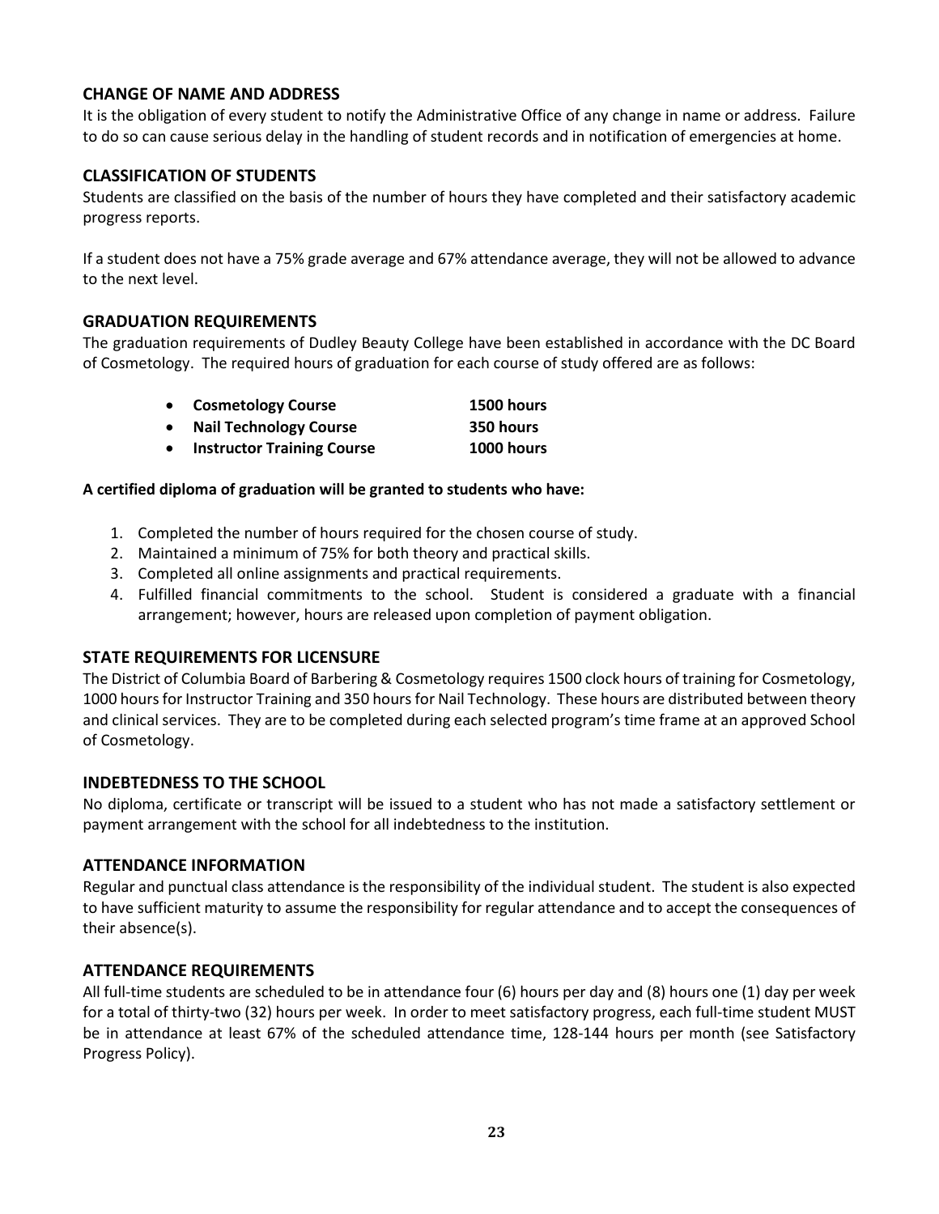## CHANGE OF NAME AND ADDRESS

It is the obligation of every student to notify the Administrative Office of any change in name or address. Failure to do so can cause serious delay in the handling of student records and in notification of emergencies at home.

## CLASSIFICATION OF STUDENTS

Students are classified on the basis of the number of hours they have completed and their satisfactory academic progress reports.

If a student does not have a 75% grade average and 67% attendance average, they will not be allowed to advance to the next level.

## GRADUATION REQUIREMENTS

The graduation requirements of Dudley Beauty College have been established in accordance with the DC Board of Cosmetology. The required hours of graduation for each course of study offered are as follows:

- **Cosmetology Course** — **1500 hours**
- **Nail Technology Course** — **350 hours**
- **Instructor Training Course** — **1000 hours**

**A certified diploma of graduation will be granted to students who have:**

1. Completed the number of hours required for the chosen course of study.
2. Maintained a minimum of 75% for both theory and practical skills.
3. Completed all online assignments and practical requirements.
4. Fulfilled financial commitments to the school. Student is considered a graduate with a financial arrangement; however, hours are released upon completion of payment obligation.

## STATE REQUIREMENTS FOR LICENSURE

The District of Columbia Board of Barbering & Cosmetology requires 1500 clock hours of training for Cosmetology, 1000 hours for Instructor Training and 350 hours for Nail Technology. These hours are distributed between theory and clinical services. They are to be completed during each selected program's time frame at an approved School of Cosmetology.

## INDEBTEDNESS TO THE SCHOOL

No diploma, certificate or transcript will be issued to a student who has not made a satisfactory settlement or payment arrangement with the school for all indebtedness to the institution.

## ATTENDANCE INFORMATION

Regular and punctual class attendance is the responsibility of the individual student. The student is also expected to have sufficient maturity to assume the responsibility for regular attendance and to accept the consequences of their absence(s).

## ATTENDANCE REQUIREMENTS

All full-time students are scheduled to be in attendance four (6) hours per day and (8) hours one (1) day per week for a total of thirty-two (32) hours per week. In order to meet satisfactory progress, each full-time student MUST be in attendance at least 67% of the scheduled attendance time, 128-144 hours per month (see Satisfactory Progress Policy).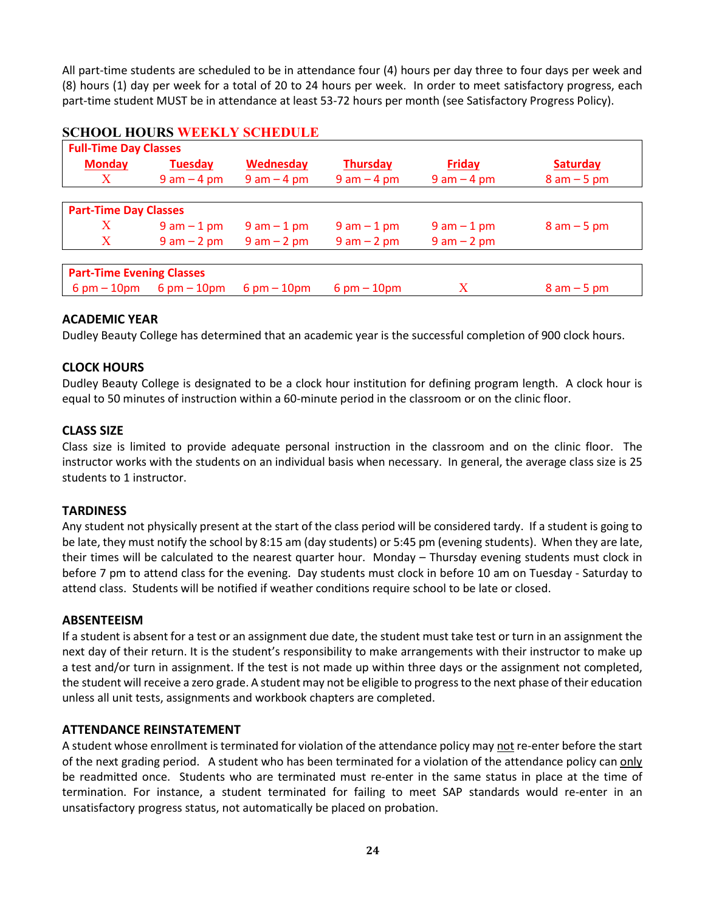All part-time students are scheduled to be in attendance four (4) hours per day three to four days per week and (8) hours (1) day per week for a total of 20 to 24 hours per week. In order to meet satisfactory progress, each part-time student MUST be in attendance at least 53-72 hours per month (see Satisfactory Progress Policy).

## SCHOOL HOURS WEEKLY SCHEDULE

| Full-Time Day Classes | | | | | |
|---|---|---|---|---|---|
| **Monday** | **Tuesday** | **Wednesday** | **Thursday** | **Friday** | **Saturday** |
| X | 9 am – 4 pm | 9 am – 4 pm | 9 am – 4 pm | 9 am – 4 pm | 8 am – 5 pm |

| Part-Time Day Classes | | | | | |
|---|---|---|---|---|---|
| X | 9 am – 1 pm | 9 am – 1 pm | 9 am – 1 pm | 9 am – 1 pm | 8 am – 5 pm |
| X | 9 am – 2 pm | 9 am – 2 pm | 9 am – 2 pm | 9 am – 2 pm | |

| Part-Time Evening Classes | | | | | |
|---|---|---|---|---|---|
| 6 pm – 10pm | 6 pm – 10pm | 6 pm – 10pm | 6 pm – 10pm | X | 8 am – 5 pm |

### ACADEMIC YEAR

Dudley Beauty College has determined that an academic year is the successful completion of 900 clock hours.

### CLOCK HOURS

Dudley Beauty College is designated to be a clock hour institution for defining program length. A clock hour is equal to 50 minutes of instruction within a 60-minute period in the classroom or on the clinic floor.

### CLASS SIZE

Class size is limited to provide adequate personal instruction in the classroom and on the clinic floor. The instructor works with the students on an individual basis when necessary. In general, the average class size is 25 students to 1 instructor.

### TARDINESS

Any student not physically present at the start of the class period will be considered tardy. If a student is going to be late, they must notify the school by 8:15 am (day students) or 5:45 pm (evening students). When they are late, their times will be calculated to the nearest quarter hour. Monday – Thursday evening students must clock in before 7 pm to attend class for the evening. Day students must clock in before 10 am on Tuesday - Saturday to attend class. Students will be notified if weather conditions require school to be late or closed.

### ABSENTEEISM

If a student is absent for a test or an assignment due date, the student must take test or turn in an assignment the next day of their return. It is the student's responsibility to make arrangements with their instructor to make up a test and/or turn in assignment. If the test is not made up within three days or the assignment not completed, the student will receive a zero grade. A student may not be eligible to progress to the next phase of their education unless all unit tests, assignments and workbook chapters are completed.

### ATTENDANCE REINSTATEMENT

A student whose enrollment is terminated for violation of the attendance policy may not re-enter before the start of the next grading period. A student who has been terminated for a violation of the attendance policy can only be readmitted once. Students who are terminated must re-enter in the same status in place at the time of termination. For instance, a student terminated for failing to meet SAP standards would re-enter in an unsatisfactory progress status, not automatically be placed on probation.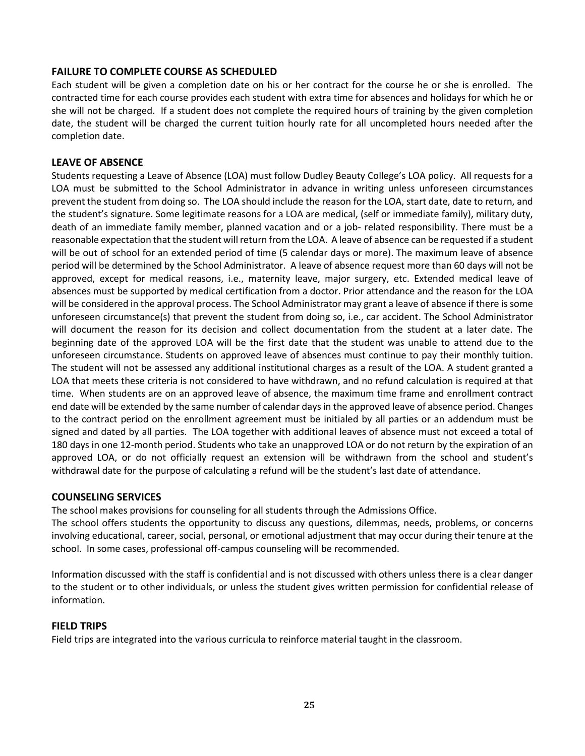### FAILURE TO COMPLETE COURSE AS SCHEDULED

Each student will be given a completion date on his or her contract for the course he or she is enrolled. The contracted time for each course provides each student with extra time for absences and holidays for which he or she will not be charged. If a student does not complete the required hours of training by the given completion date, the student will be charged the current tuition hourly rate for all uncompleted hours needed after the completion date.

### LEAVE OF ABSENCE

Students requesting a Leave of Absence (LOA) must follow Dudley Beauty College's LOA policy. All requests for a LOA must be submitted to the School Administrator in advance in writing unless unforeseen circumstances prevent the student from doing so. The LOA should include the reason for the LOA, start date, date to return, and the student's signature. Some legitimate reasons for a LOA are medical, (self or immediate family), military duty, death of an immediate family member, planned vacation and or a job- related responsibility. There must be a reasonable expectation that the student will return from the LOA. A leave of absence can be requested if a student will be out of school for an extended period of time (5 calendar days or more). The maximum leave of absence period will be determined by the School Administrator. A leave of absence request more than 60 days will not be approved, except for medical reasons, i.e., maternity leave, major surgery, etc. Extended medical leave of absences must be supported by medical certification from a doctor. Prior attendance and the reason for the LOA will be considered in the approval process. The School Administrator may grant a leave of absence if there is some unforeseen circumstance(s) that prevent the student from doing so, i.e., car accident. The School Administrator will document the reason for its decision and collect documentation from the student at a later date. The beginning date of the approved LOA will be the first date that the student was unable to attend due to the unforeseen circumstance. Students on approved leave of absences must continue to pay their monthly tuition. The student will not be assessed any additional institutional charges as a result of the LOA. A student granted a LOA that meets these criteria is not considered to have withdrawn, and no refund calculation is required at that time. When students are on an approved leave of absence, the maximum time frame and enrollment contract end date will be extended by the same number of calendar days in the approved leave of absence period. Changes to the contract period on the enrollment agreement must be initialed by all parties or an addendum must be signed and dated by all parties. The LOA together with additional leaves of absence must not exceed a total of 180 days in one 12-month period. Students who take an unapproved LOA or do not return by the expiration of an approved LOA, or do not officially request an extension will be withdrawn from the school and student's withdrawal date for the purpose of calculating a refund will be the student's last date of attendance.

### COUNSELING SERVICES

The school makes provisions for counseling for all students through the Admissions Office.

The school offers students the opportunity to discuss any questions, dilemmas, needs, problems, or concerns involving educational, career, social, personal, or emotional adjustment that may occur during their tenure at the school. In some cases, professional off-campus counseling will be recommended.

Information discussed with the staff is confidential and is not discussed with others unless there is a clear danger to the student or to other individuals, or unless the student gives written permission for confidential release of information.

### FIELD TRIPS

Field trips are integrated into the various curricula to reinforce material taught in the classroom.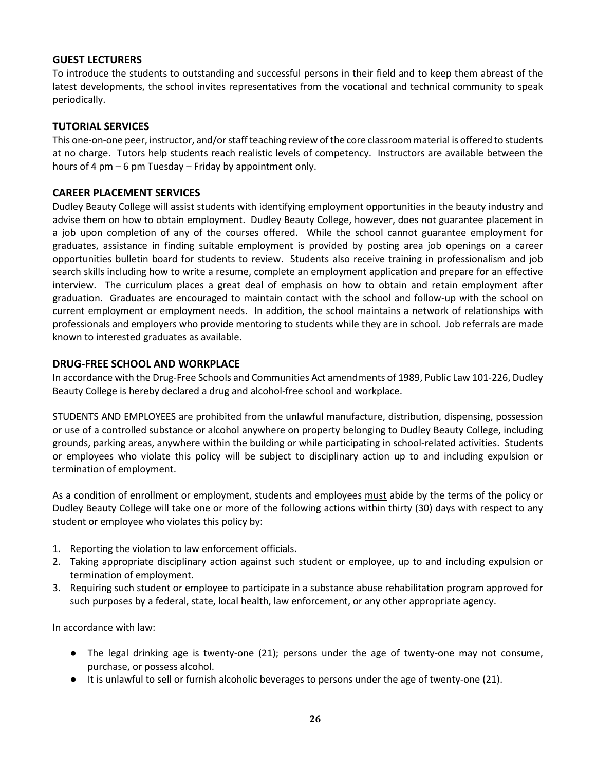## GUEST LECTURERS

To introduce the students to outstanding and successful persons in their field and to keep them abreast of the latest developments, the school invites representatives from the vocational and technical community to speak periodically.

## TUTORIAL SERVICES

This one-on-one peer, instructor, and/or staff teaching review of the core classroom material is offered to students at no charge. Tutors help students reach realistic levels of competency. Instructors are available between the hours of 4 pm – 6 pm Tuesday – Friday by appointment only.

## CAREER PLACEMENT SERVICES

Dudley Beauty College will assist students with identifying employment opportunities in the beauty industry and advise them on how to obtain employment. Dudley Beauty College, however, does not guarantee placement in a job upon completion of any of the courses offered. While the school cannot guarantee employment for graduates, assistance in finding suitable employment is provided by posting area job openings on a career opportunities bulletin board for students to review. Students also receive training in professionalism and job search skills including how to write a resume, complete an employment application and prepare for an effective interview. The curriculum places a great deal of emphasis on how to obtain and retain employment after graduation. Graduates are encouraged to maintain contact with the school and follow-up with the school on current employment or employment needs. In addition, the school maintains a network of relationships with professionals and employers who provide mentoring to students while they are in school. Job referrals are made known to interested graduates as available.

## DRUG-FREE SCHOOL AND WORKPLACE

In accordance with the Drug-Free Schools and Communities Act amendments of 1989, Public Law 101-226, Dudley Beauty College is hereby declared a drug and alcohol-free school and workplace.

STUDENTS AND EMPLOYEES are prohibited from the unlawful manufacture, distribution, dispensing, possession or use of a controlled substance or alcohol anywhere on property belonging to Dudley Beauty College, including grounds, parking areas, anywhere within the building or while participating in school-related activities. Students or employees who violate this policy will be subject to disciplinary action up to and including expulsion or termination of employment.

As a condition of enrollment or employment, students and employees <u>must</u> abide by the terms of the policy or Dudley Beauty College will take one or more of the following actions within thirty (30) days with respect to any student or employee who violates this policy by:

1. Reporting the violation to law enforcement officials.
2. Taking appropriate disciplinary action against such student or employee, up to and including expulsion or termination of employment.
3. Requiring such student or employee to participate in a substance abuse rehabilitation program approved for such purposes by a federal, state, local health, law enforcement, or any other appropriate agency.

In accordance with law:

- The legal drinking age is twenty-one (21); persons under the age of twenty-one may not consume, purchase, or possess alcohol.
- It is unlawful to sell or furnish alcoholic beverages to persons under the age of twenty-one (21).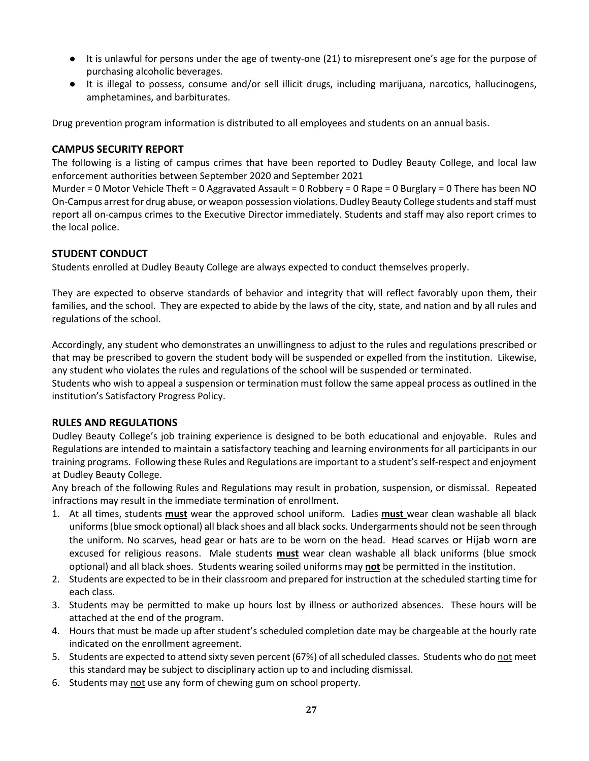- It is unlawful for persons under the age of twenty-one (21) to misrepresent one's age for the purpose of purchasing alcoholic beverages.
- It is illegal to possess, consume and/or sell illicit drugs, including marijuana, narcotics, hallucinogens, amphetamines, and barbiturates.

Drug prevention program information is distributed to all employees and students on an annual basis.

## CAMPUS SECURITY REPORT

The following is a listing of campus crimes that have been reported to Dudley Beauty College, and local law enforcement authorities between September 2020 and September 2021

Murder = 0 Motor Vehicle Theft = 0 Aggravated Assault = 0 Robbery = 0 Rape = 0 Burglary = 0 There has been NO On-Campus arrest for drug abuse, or weapon possession violations. Dudley Beauty College students and staff must report all on-campus crimes to the Executive Director immediately. Students and staff may also report crimes to the local police.

## STUDENT CONDUCT

Students enrolled at Dudley Beauty College are always expected to conduct themselves properly.

They are expected to observe standards of behavior and integrity that will reflect favorably upon them, their families, and the school. They are expected to abide by the laws of the city, state, and nation and by all rules and regulations of the school.

Accordingly, any student who demonstrates an unwillingness to adjust to the rules and regulations prescribed or that may be prescribed to govern the student body will be suspended or expelled from the institution. Likewise, any student who violates the rules and regulations of the school will be suspended or terminated.
Students who wish to appeal a suspension or termination must follow the same appeal process as outlined in the institution's Satisfactory Progress Policy.

## RULES AND REGULATIONS

Dudley Beauty College's job training experience is designed to be both educational and enjoyable. Rules and Regulations are intended to maintain a satisfactory teaching and learning environments for all participants in our training programs. Following these Rules and Regulations are important to a student's self-respect and enjoyment at Dudley Beauty College.

Any breach of the following Rules and Regulations may result in probation, suspension, or dismissal. Repeated infractions may result in the immediate termination of enrollment.

1. At all times, students **must** wear the approved school uniform. Ladies **must** wear clean washable all black uniforms (blue smock optional) all black shoes and all black socks. Undergarments should not be seen through the uniform. No scarves, head gear or hats are to be worn on the head. Head scarves or Hijab worn are excused for religious reasons. Male students **must** wear clean washable all black uniforms (blue smock optional) and all black shoes. Students wearing soiled uniforms may **not** be permitted in the institution.
2. Students are expected to be in their classroom and prepared for instruction at the scheduled starting time for each class.
3. Students may be permitted to make up hours lost by illness or authorized absences. These hours will be attached at the end of the program.
4. Hours that must be made up after student's scheduled completion date may be chargeable at the hourly rate indicated on the enrollment agreement.
5. Students are expected to attend sixty seven percent (67%) of all scheduled classes. Students who do not meet this standard may be subject to disciplinary action up to and including dismissal.
6. Students may not use any form of chewing gum on school property.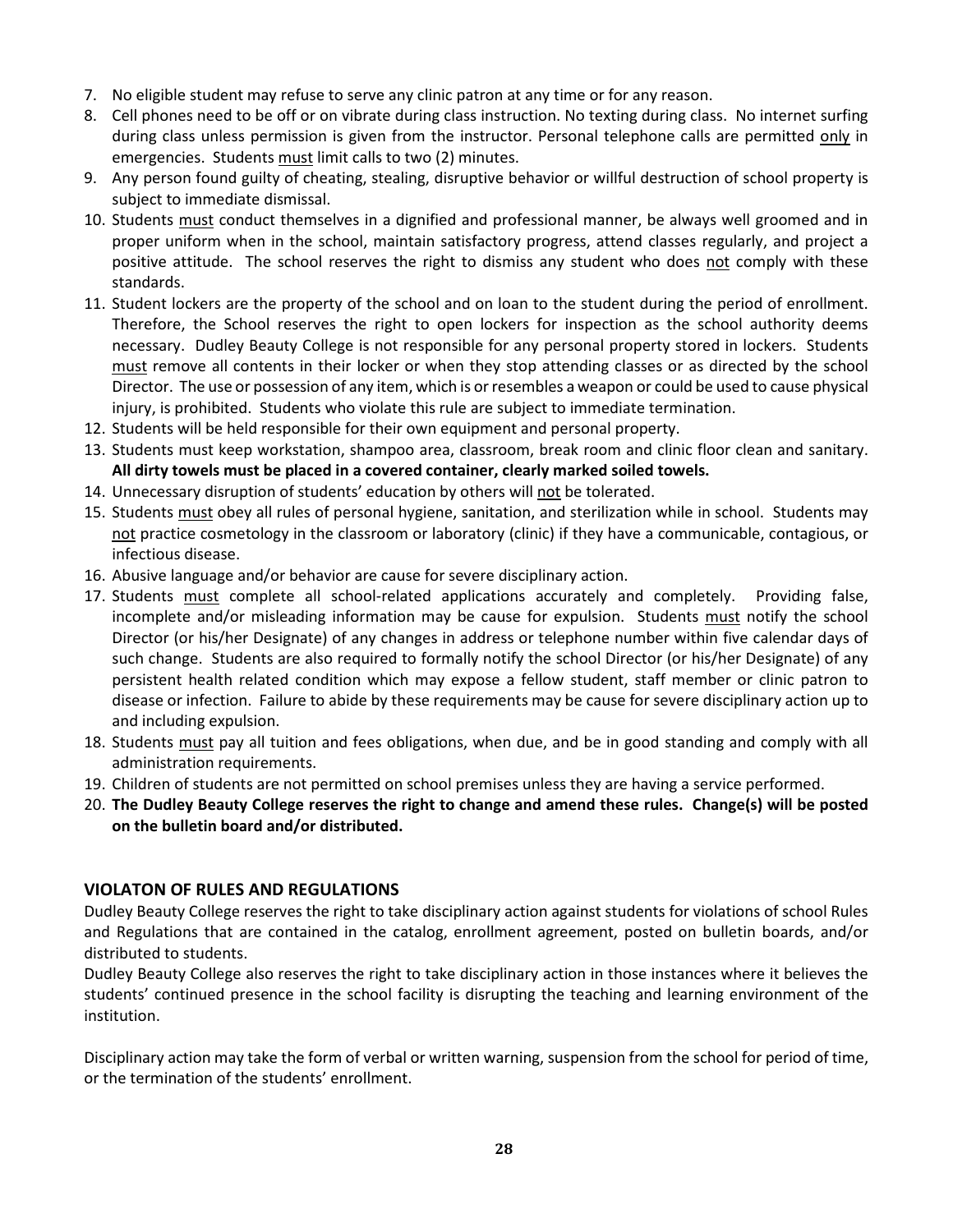7. No eligible student may refuse to serve any clinic patron at any time or for any reason.
8. Cell phones need to be off or on vibrate during class instruction. No texting during class. No internet surfing during class unless permission is given from the instructor. Personal telephone calls are permitted <u>only</u> in emergencies. Students <u>must</u> limit calls to two (2) minutes.
9. Any person found guilty of cheating, stealing, disruptive behavior or willful destruction of school property is subject to immediate dismissal.
10. Students <u>must</u> conduct themselves in a dignified and professional manner, be always well groomed and in proper uniform when in the school, maintain satisfactory progress, attend classes regularly, and project a positive attitude. The school reserves the right to dismiss any student who does <u>not</u> comply with these standards.
11. Student lockers are the property of the school and on loan to the student during the period of enrollment. Therefore, the School reserves the right to open lockers for inspection as the school authority deems necessary. Dudley Beauty College is not responsible for any personal property stored in lockers. Students <u>must</u> remove all contents in their locker or when they stop attending classes or as directed by the school Director. The use or possession of any item, which is or resembles a weapon or could be used to cause physical injury, is prohibited. Students who violate this rule are subject to immediate termination.
12. Students will be held responsible for their own equipment and personal property.
13. Students must keep workstation, shampoo area, classroom, break room and clinic floor clean and sanitary. **All dirty towels must be placed in a covered container, clearly marked soiled towels.**
14. Unnecessary disruption of students' education by others will <u>not</u> be tolerated.
15. Students <u>must</u> obey all rules of personal hygiene, sanitation, and sterilization while in school. Students may <u>not</u> practice cosmetology in the classroom or laboratory (clinic) if they have a communicable, contagious, or infectious disease.
16. Abusive language and/or behavior are cause for severe disciplinary action.
17. Students <u>must</u> complete all school-related applications accurately and completely. Providing false, incomplete and/or misleading information may be cause for expulsion. Students <u>must</u> notify the school Director (or his/her Designate) of any changes in address or telephone number within five calendar days of such change. Students are also required to formally notify the school Director (or his/her Designate) of any persistent health related condition which may expose a fellow student, staff member or clinic patron to disease or infection. Failure to abide by these requirements may be cause for severe disciplinary action up to and including expulsion.
18. Students <u>must</u> pay all tuition and fees obligations, when due, and be in good standing and comply with all administration requirements.
19. Children of students are not permitted on school premises unless they are having a service performed.
20. **The Dudley Beauty College reserves the right to change and amend these rules. Change(s) will be posted on the bulletin board and/or distributed.**

## VIOLATON OF RULES AND REGULATIONS

Dudley Beauty College reserves the right to take disciplinary action against students for violations of school Rules and Regulations that are contained in the catalog, enrollment agreement, posted on bulletin boards, and/or distributed to students.

Dudley Beauty College also reserves the right to take disciplinary action in those instances where it believes the students' continued presence in the school facility is disrupting the teaching and learning environment of the institution.

Disciplinary action may take the form of verbal or written warning, suspension from the school for period of time, or the termination of the students' enrollment.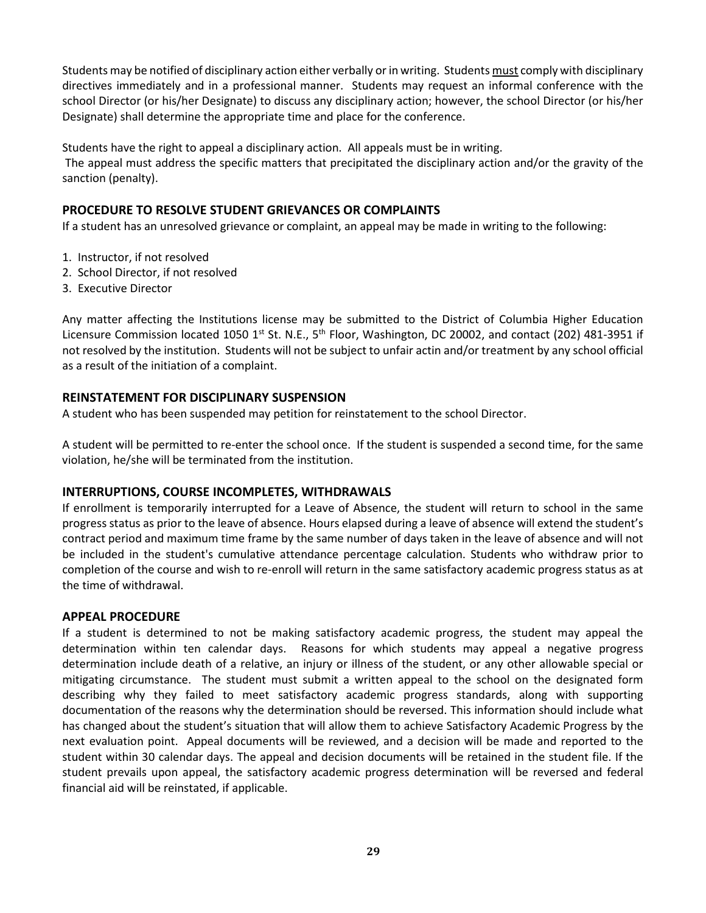Students may be notified of disciplinary action either verbally or in writing. Students <u>must</u> comply with disciplinary directives immediately and in a professional manner. Students may request an informal conference with the school Director (or his/her Designate) to discuss any disciplinary action; however, the school Director (or his/her Designate) shall determine the appropriate time and place for the conference.

Students have the right to appeal a disciplinary action. All appeals must be in writing.
The appeal must address the specific matters that precipitated the disciplinary action and/or the gravity of the sanction (penalty).

## PROCEDURE TO RESOLVE STUDENT GRIEVANCES OR COMPLAINTS

If a student has an unresolved grievance or complaint, an appeal may be made in writing to the following:

1. Instructor, if not resolved
2. School Director, if not resolved
3. Executive Director

Any matter affecting the Institutions license may be submitted to the District of Columbia Higher Education Licensure Commission located 1050 1st St. N.E., 5th Floor, Washington, DC 20002, and contact (202) 481-3951 if not resolved by the institution. Students will not be subject to unfair actin and/or treatment by any school official as a result of the initiation of a complaint.

## REINSTATEMENT FOR DISCIPLINARY SUSPENSION

A student who has been suspended may petition for reinstatement to the school Director.

A student will be permitted to re-enter the school once. If the student is suspended a second time, for the same violation, he/she will be terminated from the institution.

## INTERRUPTIONS, COURSE INCOMPLETES, WITHDRAWALS

If enrollment is temporarily interrupted for a Leave of Absence, the student will return to school in the same progress status as prior to the leave of absence. Hours elapsed during a leave of absence will extend the student's contract period and maximum time frame by the same number of days taken in the leave of absence and will not be included in the student's cumulative attendance percentage calculation. Students who withdraw prior to completion of the course and wish to re-enroll will return in the same satisfactory academic progress status as at the time of withdrawal.

## APPEAL PROCEDURE

If a student is determined to not be making satisfactory academic progress, the student may appeal the determination within ten calendar days. Reasons for which students may appeal a negative progress determination include death of a relative, an injury or illness of the student, or any other allowable special or mitigating circumstance. The student must submit a written appeal to the school on the designated form describing why they failed to meet satisfactory academic progress standards, along with supporting documentation of the reasons why the determination should be reversed. This information should include what has changed about the student's situation that will allow them to achieve Satisfactory Academic Progress by the next evaluation point. Appeal documents will be reviewed, and a decision will be made and reported to the student within 30 calendar days. The appeal and decision documents will be retained in the student file. If the student prevails upon appeal, the satisfactory academic progress determination will be reversed and federal financial aid will be reinstated, if applicable.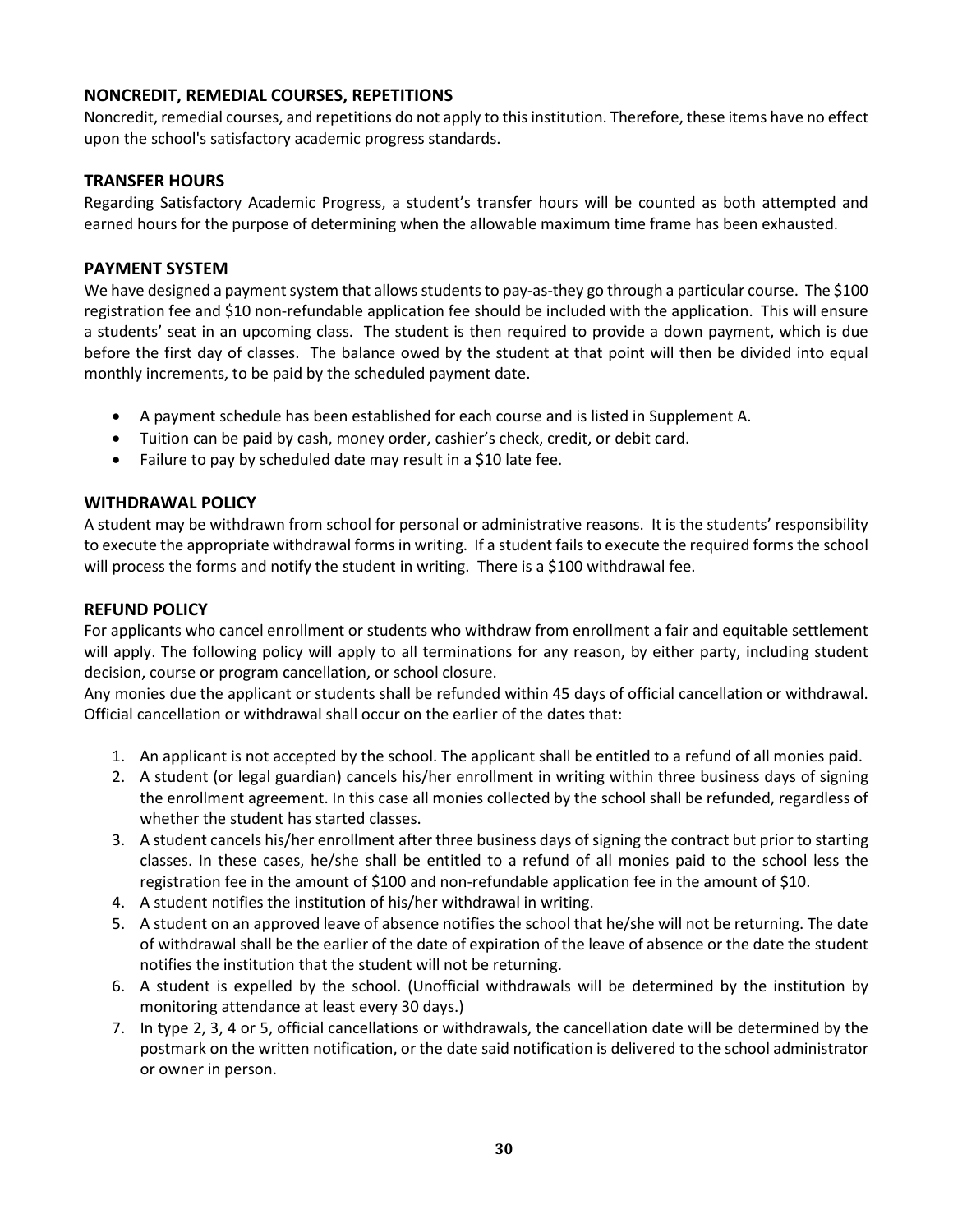## NONCREDIT, REMEDIAL COURSES, REPETITIONS

Noncredit, remedial courses, and repetitions do not apply to this institution. Therefore, these items have no effect upon the school's satisfactory academic progress standards.

## TRANSFER HOURS

Regarding Satisfactory Academic Progress, a student's transfer hours will be counted as both attempted and earned hours for the purpose of determining when the allowable maximum time frame has been exhausted.

## PAYMENT SYSTEM

We have designed a payment system that allows students to pay-as-they go through a particular course. The $100 registration fee and $10 non-refundable application fee should be included with the application. This will ensure a students' seat in an upcoming class. The student is then required to provide a down payment, which is due before the first day of classes. The balance owed by the student at that point will then be divided into equal monthly increments, to be paid by the scheduled payment date.

- A payment schedule has been established for each course and is listed in Supplement A.
- Tuition can be paid by cash, money order, cashier's check, credit, or debit card.
- Failure to pay by scheduled date may result in a $10 late fee.

## WITHDRAWAL POLICY

A student may be withdrawn from school for personal or administrative reasons. It is the students' responsibility to execute the appropriate withdrawal forms in writing. If a student fails to execute the required forms the school will process the forms and notify the student in writing. There is a $100 withdrawal fee.

## REFUND POLICY

For applicants who cancel enrollment or students who withdraw from enrollment a fair and equitable settlement will apply. The following policy will apply to all terminations for any reason, by either party, including student decision, course or program cancellation, or school closure.

Any monies due the applicant or students shall be refunded within 45 days of official cancellation or withdrawal. Official cancellation or withdrawal shall occur on the earlier of the dates that:

1. An applicant is not accepted by the school. The applicant shall be entitled to a refund of all monies paid.
2. A student (or legal guardian) cancels his/her enrollment in writing within three business days of signing the enrollment agreement. In this case all monies collected by the school shall be refunded, regardless of whether the student has started classes.
3. A student cancels his/her enrollment after three business days of signing the contract but prior to starting classes. In these cases, he/she shall be entitled to a refund of all monies paid to the school less the registration fee in the amount of $100 and non-refundable application fee in the amount of $10.
4. A student notifies the institution of his/her withdrawal in writing.
5. A student on an approved leave of absence notifies the school that he/she will not be returning. The date of withdrawal shall be the earlier of the date of expiration of the leave of absence or the date the student notifies the institution that the student will not be returning.
6. A student is expelled by the school. (Unofficial withdrawals will be determined by the institution by monitoring attendance at least every 30 days.)
7. In type 2, 3, 4 or 5, official cancellations or withdrawals, the cancellation date will be determined by the postmark on the written notification, or the date said notification is delivered to the school administrator or owner in person.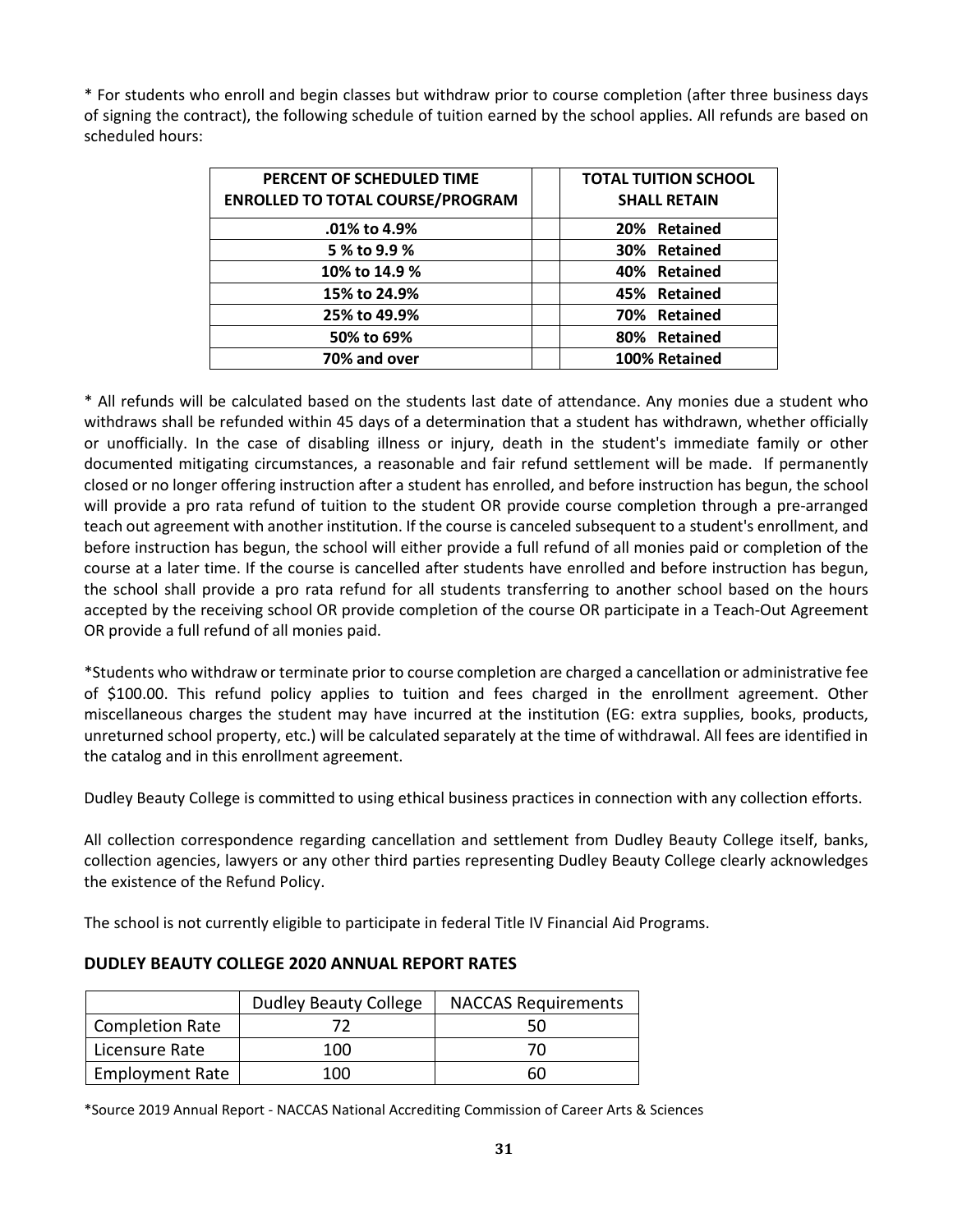* For students who enroll and begin classes but withdraw prior to course completion (after three business days of signing the contract), the following schedule of tuition earned by the school applies. All refunds are based on scheduled hours:

| PERCENT OF SCHEDULED TIME ENROLLED TO TOTAL COURSE/PROGRAM | | TOTAL TUITION SCHOOL SHALL RETAIN |
|---|---|---|
| .01% to 4.9% | | 20% Retained |
| 5 % to 9.9 % | | 30% Retained |
| 10% to 14.9 % | | 40% Retained |
| 15% to 24.9% | | 45% Retained |
| 25% to 49.9% | | 70% Retained |
| 50% to 69% | | 80% Retained |
| 70% and over | | 100% Retained |

* All refunds will be calculated based on the students last date of attendance. Any monies due a student who withdraws shall be refunded within 45 days of a determination that a student has withdrawn, whether officially or unofficially. In the case of disabling illness or injury, death in the student's immediate family or other documented mitigating circumstances, a reasonable and fair refund settlement will be made. If permanently closed or no longer offering instruction after a student has enrolled, and before instruction has begun, the school will provide a pro rata refund of tuition to the student OR provide course completion through a pre-arranged teach out agreement with another institution. If the course is canceled subsequent to a student's enrollment, and before instruction has begun, the school will either provide a full refund of all monies paid or completion of the course at a later time. If the course is cancelled after students have enrolled and before instruction has begun, the school shall provide a pro rata refund for all students transferring to another school based on the hours accepted by the receiving school OR provide completion of the course OR participate in a Teach-Out Agreement OR provide a full refund of all monies paid.

*Students who withdraw or terminate prior to course completion are charged a cancellation or administrative fee of $100.00. This refund policy applies to tuition and fees charged in the enrollment agreement. Other miscellaneous charges the student may have incurred at the institution (EG: extra supplies, books, products, unreturned school property, etc.) will be calculated separately at the time of withdrawal. All fees are identified in the catalog and in this enrollment agreement.

Dudley Beauty College is committed to using ethical business practices in connection with any collection efforts.

All collection correspondence regarding cancellation and settlement from Dudley Beauty College itself, banks, collection agencies, lawyers or any other third parties representing Dudley Beauty College clearly acknowledges the existence of the Refund Policy.

The school is not currently eligible to participate in federal Title IV Financial Aid Programs.

## DUDLEY BEAUTY COLLEGE 2020 ANNUAL REPORT RATES

| | Dudley Beauty College | NACCAS Requirements |
|---|---|---|
| Completion Rate | 72 | 50 |
| Licensure Rate | 100 | 70 |
| Employment Rate | 100 | 60 |

*Source 2019 Annual Report - NACCAS National Accrediting Commission of Career Arts & Sciences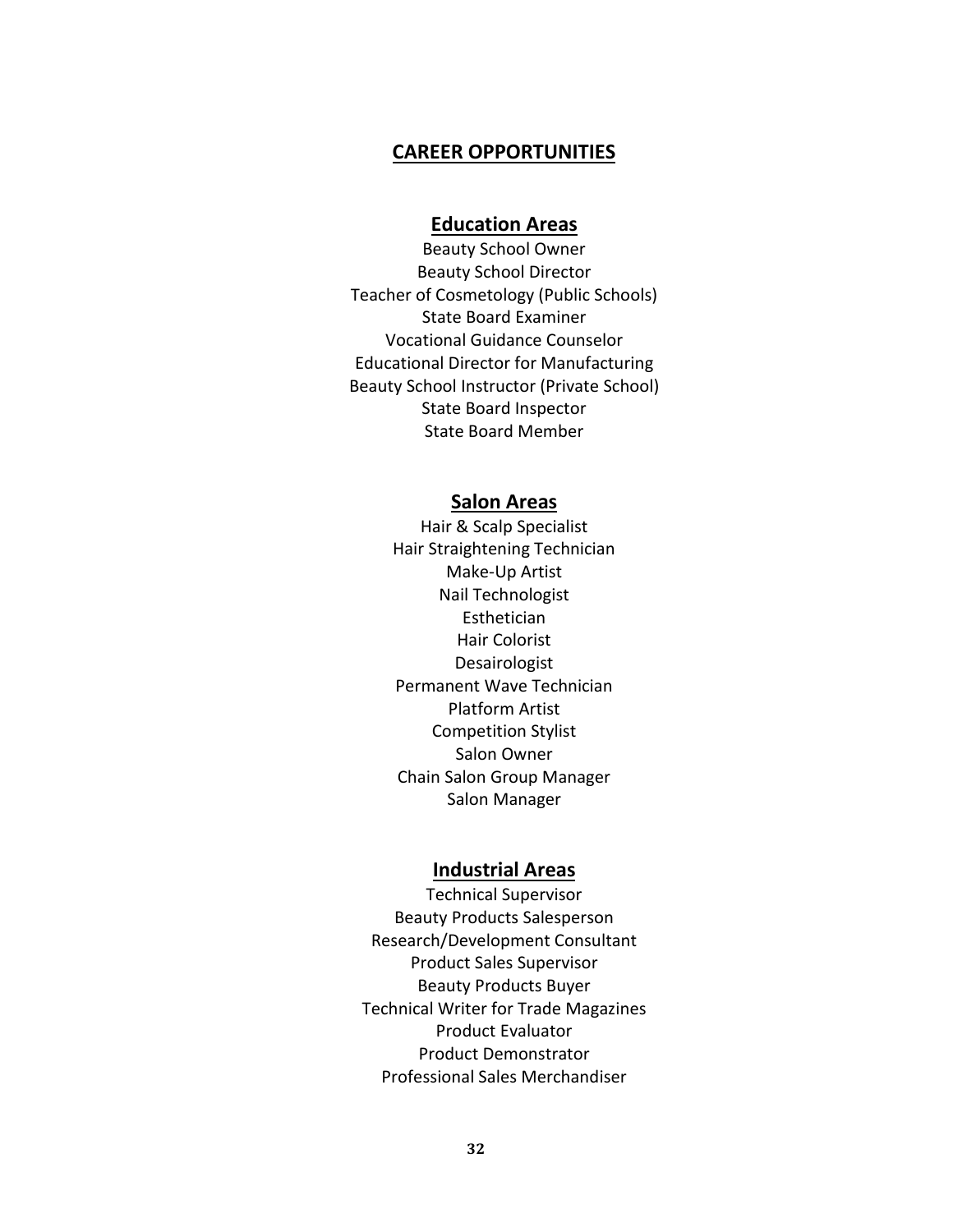# CAREER OPPORTUNITIES

## Education Areas

Beauty School Owner
Beauty School Director
Teacher of Cosmetology (Public Schools)
State Board Examiner
Vocational Guidance Counselor
Educational Director for Manufacturing
Beauty School Instructor (Private School)
State Board Inspector
State Board Member

## Salon Areas

Hair & Scalp Specialist
Hair Straightening Technician
Make-Up Artist
Nail Technologist
Esthetician
Hair Colorist
Desairologist
Permanent Wave Technician
Platform Artist
Competition Stylist
Salon Owner
Chain Salon Group Manager
Salon Manager

## Industrial Areas

Technical Supervisor
Beauty Products Salesperson
Research/Development Consultant
Product Sales Supervisor
Beauty Products Buyer
Technical Writer for Trade Magazines
Product Evaluator
Product Demonstrator
Professional Sales Merchandiser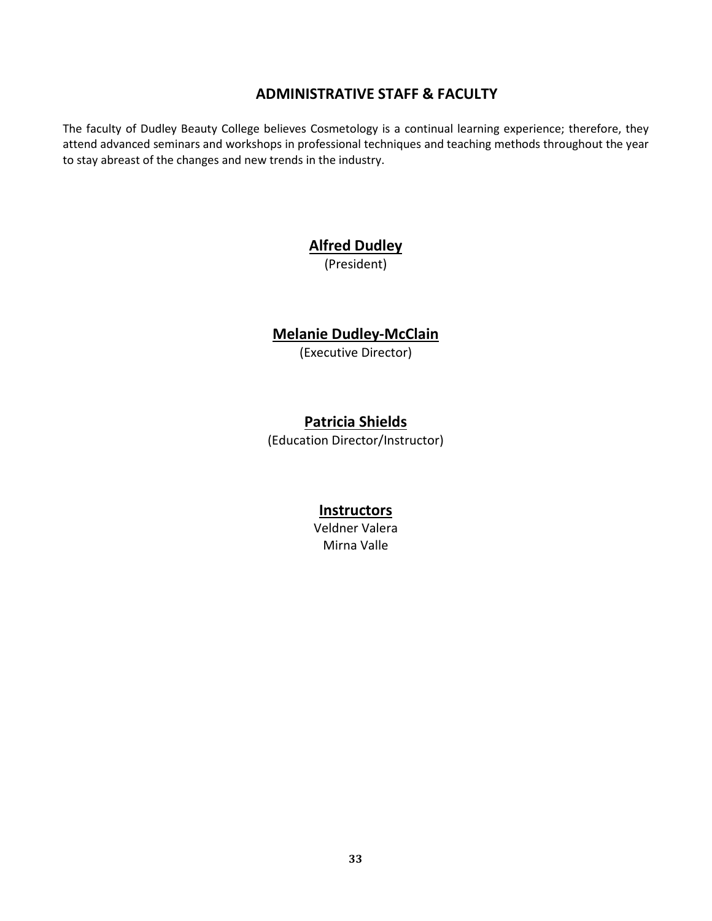## ADMINISTRATIVE STAFF & FACULTY

The faculty of Dudley Beauty College believes Cosmetology is a continual learning experience; therefore, they attend advanced seminars and workshops in professional techniques and teaching methods throughout the year to stay abreast of the changes and new trends in the industry.

**Alfred Dudley**
(President)

**Melanie Dudley-McClain**
(Executive Director)

**Patricia Shields**
(Education Director/Instructor)

**Instructors**
Veldner Valera
Mirna Valle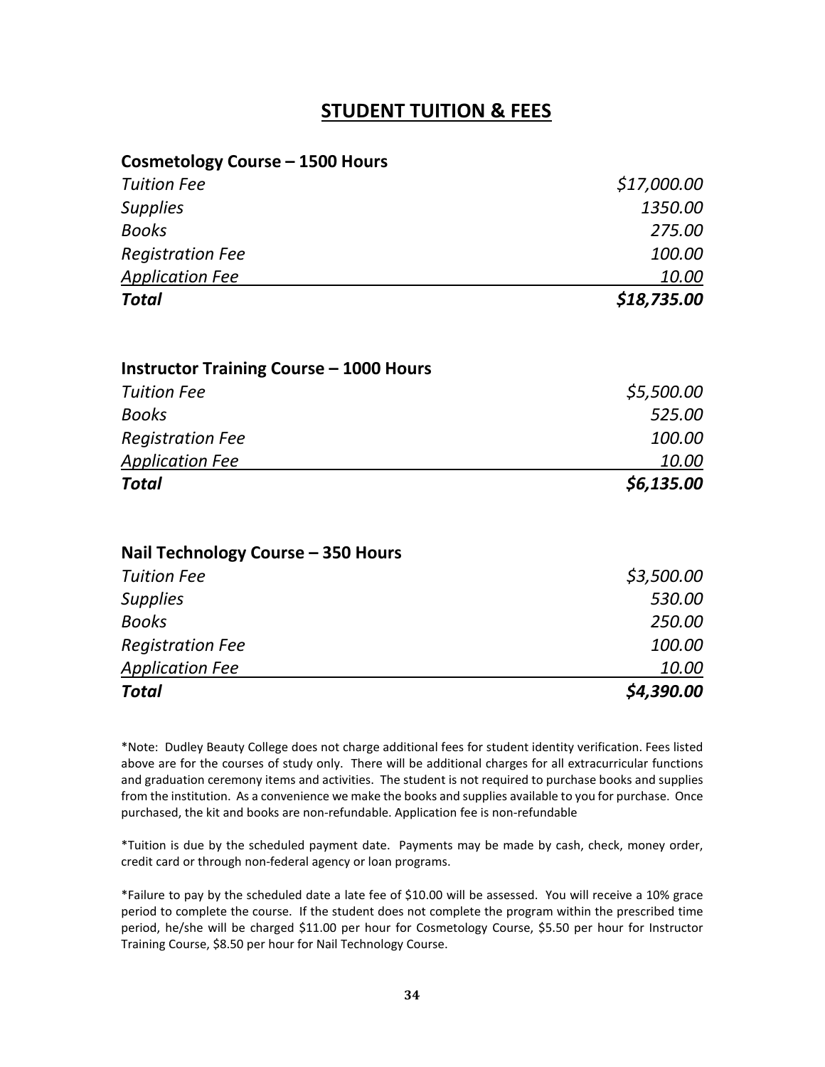## STUDENT TUITION & FEES

### Cosmetology Course – 1500 Hours

| | |
|---|---|
| *Tuition Fee* | *$17,000.00* |
| *Supplies* | *1350.00* |
| *Books* | *275.00* |
| *Registration Fee* | *100.00* |
| *Application Fee* | *10.00* |
| ***Total*** | ***$18,735.00*** |

### Instructor Training Course – 1000 Hours

| | |
|---|---|
| *Tuition Fee* | *$5,500.00* |
| *Books* | *525.00* |
| *Registration Fee* | *100.00* |
| *Application Fee* | *10.00* |
| ***Total*** | ***$6,135.00*** |

### Nail Technology Course – 350 Hours

| | |
|---|---|
| *Tuition Fee* | *$3,500.00* |
| *Supplies* | *530.00* |
| *Books* | *250.00* |
| *Registration Fee* | *100.00* |
| *Application Fee* | *10.00* |
| ***Total*** | ***$4,390.00*** |

*Note: Dudley Beauty College does not charge additional fees for student identity verification. Fees listed above are for the courses of study only. There will be additional charges for all extracurricular functions and graduation ceremony items and activities. The student is not required to purchase books and supplies from the institution. As a convenience we make the books and supplies available to you for purchase. Once purchased, the kit and books are non-refundable. Application fee is non-refundable

*Tuition is due by the scheduled payment date. Payments may be made by cash, check, money order, credit card or through non-federal agency or loan programs.

*Failure to pay by the scheduled date a late fee of $10.00 will be assessed. You will receive a 10% grace period to complete the course. If the student does not complete the program within the prescribed time period, he/she will be charged $11.00 per hour for Cosmetology Course, $5.50 per hour for Instructor Training Course, $8.50 per hour for Nail Technology Course.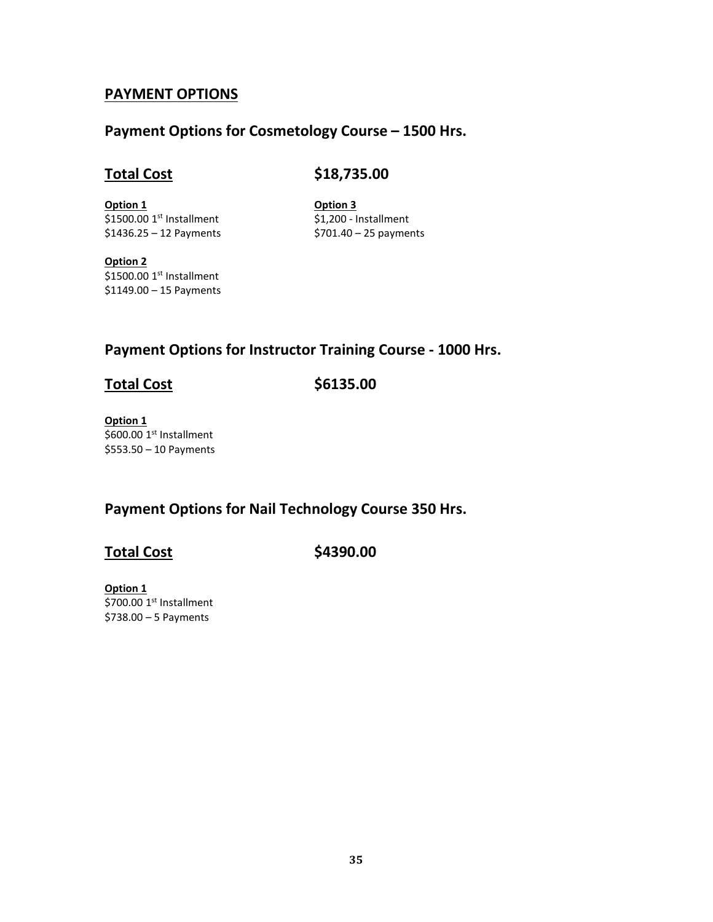## PAYMENT OPTIONS

### Payment Options for Cosmetology Course – 1500 Hrs.

**Total Cost** **$18,735.00**

**Option 1**
$1500.00 1st Installment
$1436.25 – 12 Payments

**Option 2**
$1500.00 1st Installment
$1149.00 – 15 Payments

**Option 3**
$1,200 - Installment
$701.40 – 25 payments

### Payment Options for Instructor Training Course - 1000 Hrs.

**Total Cost** **$6135.00**

**Option 1**
$600.00 1st Installment
$553.50 – 10 Payments

### Payment Options for Nail Technology Course 350 Hrs.

**Total Cost** **$4390.00**

**Option 1**
$700.00 1st Installment
$738.00 – 5 Payments